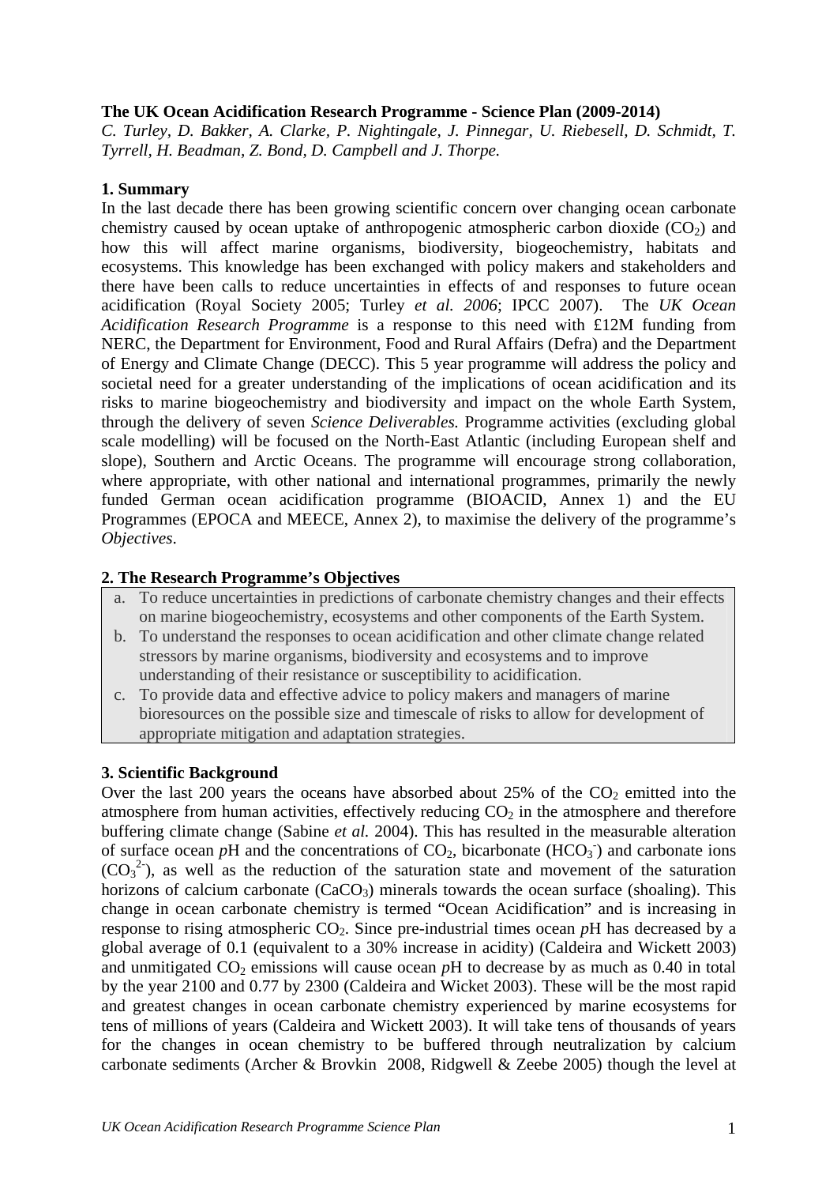**The UK Ocean Acidification Research Programme - Science Plan (2009-2014)**

*C. Turley, D. Bakker, A. Clarke, P. Nightingale, J. Pinnegar, U. Riebesell, D. Schmidt, T. Tyrrell, H. Beadman, Z. Bond, D. Campbell and J. Thorpe.*

## 1. Summary

In the last decade there has been growing scientific concern over changing ocean carbonate chemistry caused by ocean uptake of anthropogenic atmospheric carbon dioxide ($CO_2$) and how this will affect marine organisms, biodiversity, biogeochemistry, habitats and ecosystems. This knowledge has been exchanged with policy makers and stakeholders and there have been calls to reduce uncertainties in effects of and responses to future ocean acidification (Royal Society 2005; Turley *et al. 2006*; IPCC 2007). The *UK Ocean Acidification Research Programme* is a response to this need with £12M funding from NERC, the Department for Environment, Food and Rural Affairs (Defra) and the Department of Energy and Climate Change (DECC). This 5 year programme will address the policy and societal need for a greater understanding of the implications of ocean acidification and its risks to marine biogeochemistry and biodiversity and impact on the whole Earth System, through the delivery of seven *Science Deliverables.* Programme activities (excluding global scale modelling) will be focused on the North-East Atlantic (including European shelf and slope), Southern and Arctic Oceans. The programme will encourage strong collaboration, where appropriate, with other national and international programmes, primarily the newly funded German ocean acidification programme (BIOACID, Annex 1) and the EU Programmes (EPOCA and MEECE, Annex 2), to maximise the delivery of the programme's *Objectives*.

## 2. The Research Programme's Objectives

a. To reduce uncertainties in predictions of carbonate chemistry changes and their effects on marine biogeochemistry, ecosystems and other components of the Earth System.
b. To understand the responses to ocean acidification and other climate change related stressors by marine organisms, biodiversity and ecosystems and to improve understanding of their resistance or susceptibility to acidification.
c. To provide data and effective advice to policy makers and managers of marine bioresources on the possible size and timescale of risks to allow for development of appropriate mitigation and adaptation strategies.

## 3. Scientific Background

Over the last 200 years the oceans have absorbed about 25% of the $CO_2$ emitted into the atmosphere from human activities, effectively reducing $CO_2$ in the atmosphere and therefore buffering climate change (Sabine *et al.* 2004). This has resulted in the measurable alteration of surface ocean *p*H and the concentrations of $CO_2$, bicarbonate ($HCO_3^-$) and carbonate ions ($CO_3^{2-}$), as well as the reduction of the saturation state and movement of the saturation horizons of calcium carbonate ($CaCO_3$) minerals towards the ocean surface (shoaling). This change in ocean carbonate chemistry is termed "Ocean Acidification" and is increasing in response to rising atmospheric $CO_2$. Since pre-industrial times ocean *p*H has decreased by a global average of 0.1 (equivalent to a 30% increase in acidity) (Caldeira and Wickett 2003) and unmitigated $CO_2$ emissions will cause ocean *p*H to decrease by as much as 0.40 in total by the year 2100 and 0.77 by 2300 (Caldeira and Wicket 2003). These will be the most rapid and greatest changes in ocean carbonate chemistry experienced by marine ecosystems for tens of millions of years (Caldeira and Wickett 2003). It will take tens of thousands of years for the changes in ocean chemistry to be buffered through neutralization by calcium carbonate sediments (Archer & Brovkin 2008, Ridgwell & Zeebe 2005) though the level at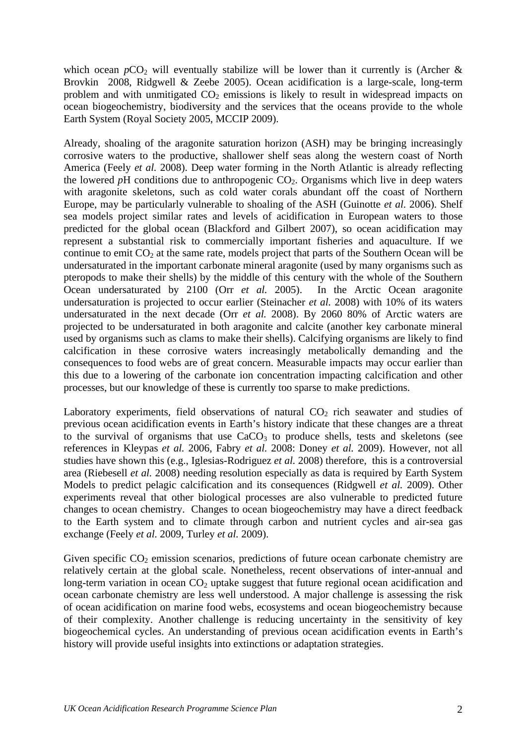which ocean $pCO_2$ will eventually stabilize will be lower than it currently is (Archer & Brovkin 2008, Ridgwell & Zeebe 2005). Ocean acidification is a large-scale, long-term problem and with unmitigated $CO_2$ emissions is likely to result in widespread impacts on ocean biogeochemistry, biodiversity and the services that the oceans provide to the whole Earth System (Royal Society 2005, MCCIP 2009).

Already, shoaling of the aragonite saturation horizon (ASH) may be bringing increasingly corrosive waters to the productive, shallower shelf seas along the western coast of North America (Feely *et al.* 2008). Deep water forming in the North Atlantic is already reflecting the lowered *p*H conditions due to anthropogenic $CO_2$. Organisms which live in deep waters with aragonite skeletons, such as cold water corals abundant off the coast of Northern Europe, may be particularly vulnerable to shoaling of the ASH (Guinotte *et al.* 2006). Shelf sea models project similar rates and levels of acidification in European waters to those predicted for the global ocean (Blackford and Gilbert 2007), so ocean acidification may represent a substantial risk to commercially important fisheries and aquaculture. If we continue to emit $CO_2$ at the same rate, models project that parts of the Southern Ocean will be undersaturated in the important carbonate mineral aragonite (used by many organisms such as pteropods to make their shells) by the middle of this century with the whole of the Southern Ocean undersaturated by 2100 (Orr *et al.* 2005). In the Arctic Ocean aragonite undersaturation is projected to occur earlier (Steinacher *et al.* 2008) with 10% of its waters undersaturated in the next decade (Orr *et al.* 2008). By 2060 80% of Arctic waters are projected to be undersaturated in both aragonite and calcite (another key carbonate mineral used by organisms such as clams to make their shells). Calcifying organisms are likely to find calcification in these corrosive waters increasingly metabolically demanding and the consequences to food webs are of great concern. Measurable impacts may occur earlier than this due to a lowering of the carbonate ion concentration impacting calcification and other processes, but our knowledge of these is currently too sparse to make predictions.

Laboratory experiments, field observations of natural $CO_2$ rich seawater and studies of previous ocean acidification events in Earth's history indicate that these changes are a threat to the survival of organisms that use $CaCO_3$ to produce shells, tests and skeletons (see references in Kleypas *et al.* 2006, Fabry *et al.* 2008: Doney *et al.* 2009). However, not all studies have shown this (e.g., Iglesias-Rodriguez *et al.* 2008) therefore, this is a controversial area (Riebesell *et al.* 2008) needing resolution especially as data is required by Earth System Models to predict pelagic calcification and its consequences (Ridgwell *et al.* 2009). Other experiments reveal that other biological processes are also vulnerable to predicted future changes to ocean chemistry. Changes to ocean biogeochemistry may have a direct feedback to the Earth system and to climate through carbon and nutrient cycles and air-sea gas exchange (Feely *et al.* 2009, Turley *et al.* 2009).

Given specific $CO_2$ emission scenarios, predictions of future ocean carbonate chemistry are relatively certain at the global scale. Nonetheless, recent observations of inter-annual and long-term variation in ocean $CO_2$ uptake suggest that future regional ocean acidification and ocean carbonate chemistry are less well understood. A major challenge is assessing the risk of ocean acidification on marine food webs, ecosystems and ocean biogeochemistry because of their complexity. Another challenge is reducing uncertainty in the sensitivity of key biogeochemical cycles. An understanding of previous ocean acidification events in Earth's history will provide useful insights into extinctions or adaptation strategies.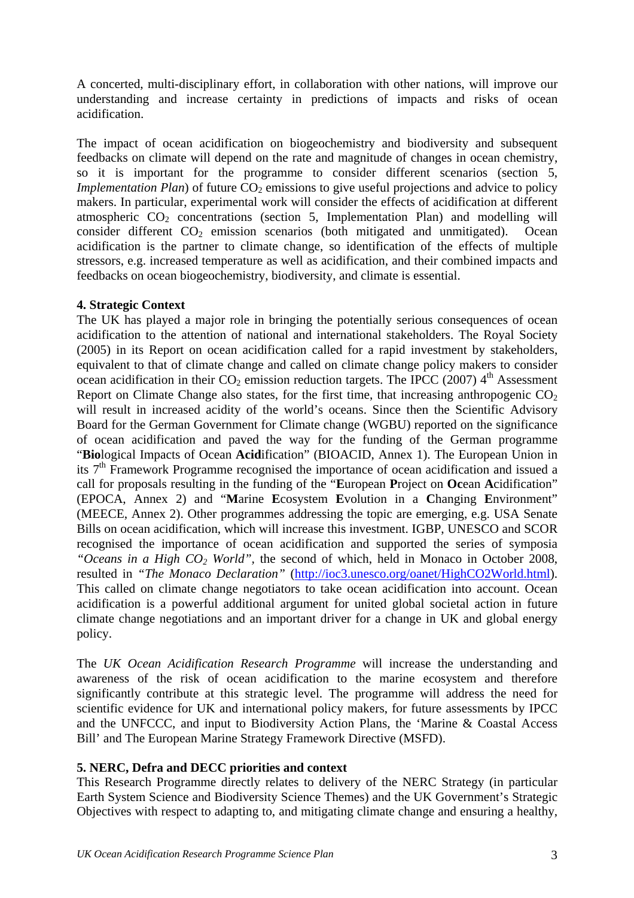A concerted, multi-disciplinary effort, in collaboration with other nations, will improve our understanding and increase certainty in predictions of impacts and risks of ocean acidification.

The impact of ocean acidification on biogeochemistry and biodiversity and subsequent feedbacks on climate will depend on the rate and magnitude of changes in ocean chemistry, so it is important for the programme to consider different scenarios (section 5, *Implementation Plan*) of future $CO_2$ emissions to give useful projections and advice to policy makers. In particular, experimental work will consider the effects of acidification at different atmospheric $CO_2$ concentrations (section 5, Implementation Plan) and modelling will consider different $CO_2$ emission scenarios (both mitigated and unmitigated). Ocean acidification is the partner to climate change, so identification of the effects of multiple stressors, e.g. increased temperature as well as acidification, and their combined impacts and feedbacks on ocean biogeochemistry, biodiversity, and climate is essential.

**4. Strategic Context**

The UK has played a major role in bringing the potentially serious consequences of ocean acidification to the attention of national and international stakeholders. The Royal Society (2005) in its Report on ocean acidification called for a rapid investment by stakeholders, equivalent to that of climate change and called on climate change policy makers to consider ocean acidification in their $CO_2$ emission reduction targets. The IPCC (2007) 4th Assessment Report on Climate Change also states, for the first time, that increasing anthropogenic $CO_2$ will result in increased acidity of the world's oceans. Since then the Scientific Advisory Board for the German Government for Climate change (WGBU) reported on the significance of ocean acidification and paved the way for the funding of the German programme "**Bio**logical Impacts of Ocean **Acid**ification" (BIOACID, Annex 1). The European Union in its 7th Framework Programme recognised the importance of ocean acidification and issued a call for proposals resulting in the funding of the "**E**uropean **P**roject on **Oc**ean **A**cidification" (EPOCA, Annex 2) and "**M**arine **E**cosystem **E**volution in a **C**hanging **E**nvironment" (MEECE, Annex 2). Other programmes addressing the topic are emerging, e.g. USA Senate Bills on ocean acidification, which will increase this investment. IGBP, UNESCO and SCOR recognised the importance of ocean acidification and supported the series of symposia *"Oceans in a High $CO_2$ World"*, the second of which, held in Monaco in October 2008, resulted in *"The Monaco Declaration"* (http://ioc3.unesco.org/oanet/HighCO2World.html). This called on climate change negotiators to take ocean acidification into account. Ocean acidification is a powerful additional argument for united global societal action in future climate change negotiations and an important driver for a change in UK and global energy policy.

The *UK Ocean Acidification Research Programme* will increase the understanding and awareness of the risk of ocean acidification to the marine ecosystem and therefore significantly contribute at this strategic level. The programme will address the need for scientific evidence for UK and international policy makers, for future assessments by IPCC and the UNFCCC, and input to Biodiversity Action Plans, the 'Marine & Coastal Access Bill' and The European Marine Strategy Framework Directive (MSFD).

**5. NERC, Defra and DECC priorities and context**

This Research Programme directly relates to delivery of the NERC Strategy (in particular Earth System Science and Biodiversity Science Themes) and the UK Government's Strategic Objectives with respect to adapting to, and mitigating climate change and ensuring a healthy,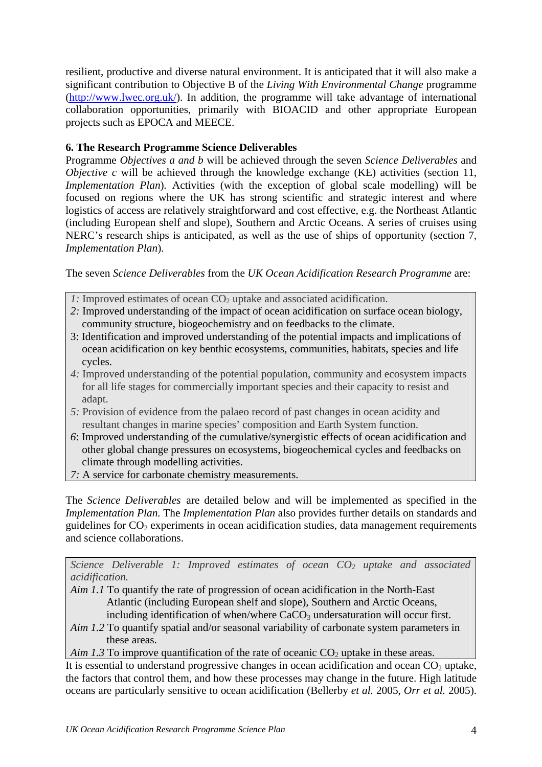resilient, productive and diverse natural environment. It is anticipated that it will also make a significant contribution to Objective B of the *Living With Environmental Change* programme (http://www.lwec.org.uk/). In addition, the programme will take advantage of international collaboration opportunities, primarily with BIOACID and other appropriate European projects such as EPOCA and MEECE.

**6. The Research Programme Science Deliverables**

Programme *Objectives a and b* will be achieved through the seven *Science Deliverables* and *Objective c* will be achieved through the knowledge exchange (KE) activities (section 11, *Implementation Plan*). Activities (with the exception of global scale modelling) will be focused on regions where the UK has strong scientific and strategic interest and where logistics of access are relatively straightforward and cost effective, e.g. the Northeast Atlantic (including European shelf and slope), Southern and Arctic Oceans. A series of cruises using NERC's research ships is anticipated, as well as the use of ships of opportunity (section 7, *Implementation Plan*).

The seven *Science Deliverables* from the *UK Ocean Acidification Research Programme* are:

*1:* Improved estimates of ocean $CO_2$ uptake and associated acidification.
*2:* Improved understanding of the impact of ocean acidification on surface ocean biology, community structure, biogeochemistry and on feedbacks to the climate.
3: Identification and improved understanding of the potential impacts and implications of ocean acidification on key benthic ecosystems, communities, habitats, species and life cycles.
*4:* Improved understanding of the potential population, community and ecosystem impacts for all life stages for commercially important species and their capacity to resist and adapt.
*5:* Provision of evidence from the palaeo record of past changes in ocean acidity and resultant changes in marine species' composition and Earth System function.
*6*: Improved understanding of the cumulative/synergistic effects of ocean acidification and other global change pressures on ecosystems, biogeochemical cycles and feedbacks on climate through modelling activities.
*7:* A service for carbonate chemistry measurements.

The *Science Deliverables* are detailed below and will be implemented as specified in the *Implementation Plan*. The *Implementation Plan* also provides further details on standards and guidelines for $CO_2$ experiments in ocean acidification studies, data management requirements and science collaborations.

*Science Deliverable 1: Improved estimates of ocean $CO_2$ uptake and associated acidification.*

*Aim 1.1* To quantify the rate of progression of ocean acidification in the North-East Atlantic (including European shelf and slope), Southern and Arctic Oceans, including identification of when/where $CaCO_3$ undersaturation will occur first.

*Aim 1.2* To quantify spatial and/or seasonal variability of carbonate system parameters in these areas.

*Aim 1.3* To improve quantification of the rate of oceanic $CO_2$ uptake in these areas.

It is essential to understand progressive changes in ocean acidification and ocean $CO_2$ uptake, the factors that control them, and how these processes may change in the future. High latitude oceans are particularly sensitive to ocean acidification (Bellerby *et al.* 2005, *Orr et al.* 2005).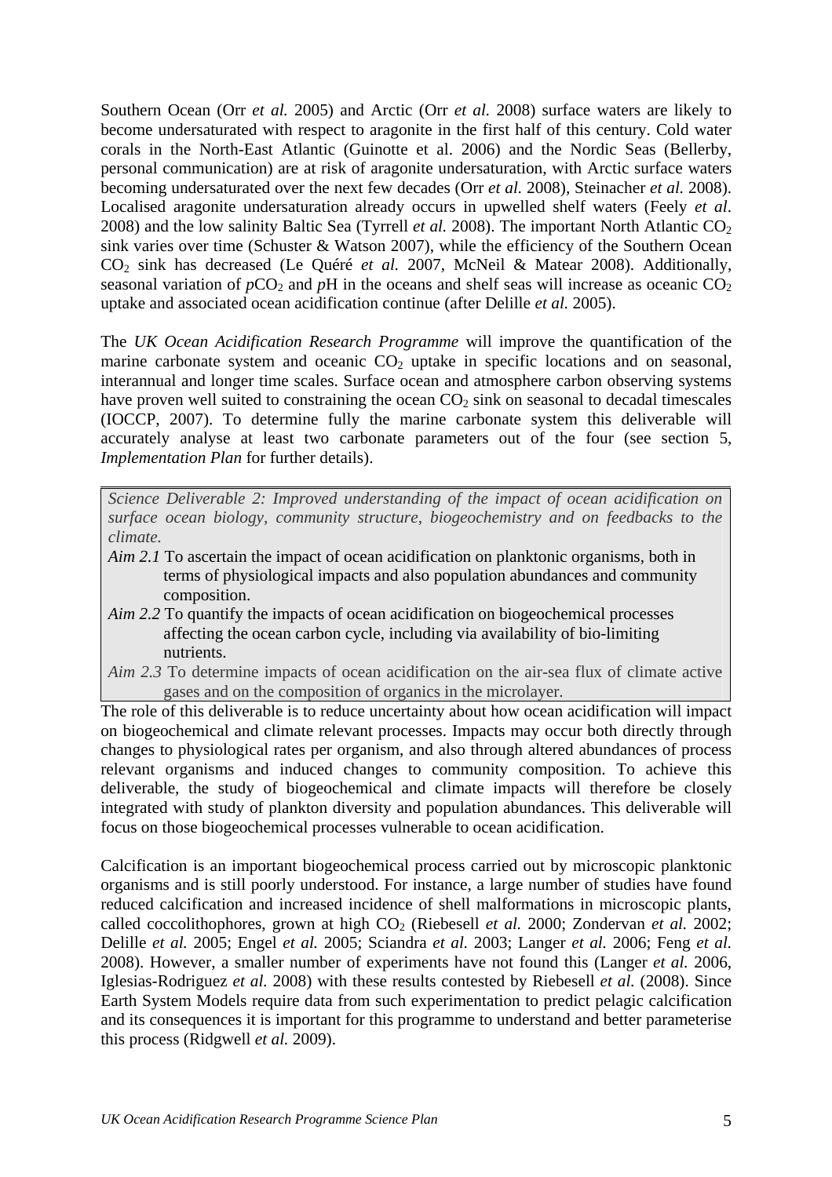Southern Ocean (Orr *et al.* 2005) and Arctic (Orr *et al.* 2008) surface waters are likely to become undersaturated with respect to aragonite in the first half of this century. Cold water corals in the North-East Atlantic (Guinotte et al. 2006) and the Nordic Seas (Bellerby, personal communication) are at risk of aragonite undersaturation, with Arctic surface waters becoming undersaturated over the next few decades (Orr *et al.* 2008), Steinacher *et al.* 2008). Localised aragonite undersaturation already occurs in upwelled shelf waters (Feely *et al*. 2008) and the low salinity Baltic Sea (Tyrrell *et al.* 2008). The important North Atlantic $CO_2$ sink varies over time (Schuster & Watson 2007), while the efficiency of the Southern Ocean $CO_2$ sink has decreased (Le Quéré *et al.* 2007, McNeil & Matear 2008). Additionally, seasonal variation of $pCO_2$ and $p$H in the oceans and shelf seas will increase as oceanic $CO_2$ uptake and associated ocean acidification continue (after Delille *et al.* 2005).

The *UK Ocean Acidification Research Programme* will improve the quantification of the marine carbonate system and oceanic $CO_2$ uptake in specific locations and on seasonal, interannual and longer time scales. Surface ocean and atmosphere carbon observing systems have proven well suited to constraining the ocean $CO_2$ sink on seasonal to decadal timescales (IOCCP, 2007). To determine fully the marine carbonate system this deliverable will accurately analyse at least two carbonate parameters out of the four (see section 5, *Implementation Plan* for further details).

*Science Deliverable 2: Improved understanding of the impact of ocean acidification on surface ocean biology, community structure, biogeochemistry and on feedbacks to the climate.*

- *Aim 2.1* To ascertain the impact of ocean acidification on planktonic organisms, both in terms of physiological impacts and also population abundances and community composition.
- *Aim 2.2* To quantify the impacts of ocean acidification on biogeochemical processes affecting the ocean carbon cycle, including via availability of bio-limiting nutrients.
- *Aim 2.3* To determine impacts of ocean acidification on the air-sea flux of climate active gases and on the composition of organics in the microlayer.

The role of this deliverable is to reduce uncertainty about how ocean acidification will impact on biogeochemical and climate relevant processes. Impacts may occur both directly through changes to physiological rates per organism, and also through altered abundances of process relevant organisms and induced changes to community composition. To achieve this deliverable, the study of biogeochemical and climate impacts will therefore be closely integrated with study of plankton diversity and population abundances. This deliverable will focus on those biogeochemical processes vulnerable to ocean acidification.

Calcification is an important biogeochemical process carried out by microscopic planktonic organisms and is still poorly understood. For instance, a large number of studies have found reduced calcification and increased incidence of shell malformations in microscopic plants, called coccolithophores, grown at high $CO_2$ (Riebesell *et al.* 2000; Zondervan *et al.* 2002; Delille *et al.* 2005; Engel *et al.* 2005; Sciandra *et al.* 2003; Langer *et al.* 2006; Feng *et al.* 2008). However, a smaller number of experiments have not found this (Langer *et al.* 2006, Iglesias-Rodriguez *et al.* 2008) with these results contested by Riebesell *et al.* (2008). Since Earth System Models require data from such experimentation to predict pelagic calcification and its consequences it is important for this programme to understand and better parameterise this process (Ridgwell *et al.* 2009).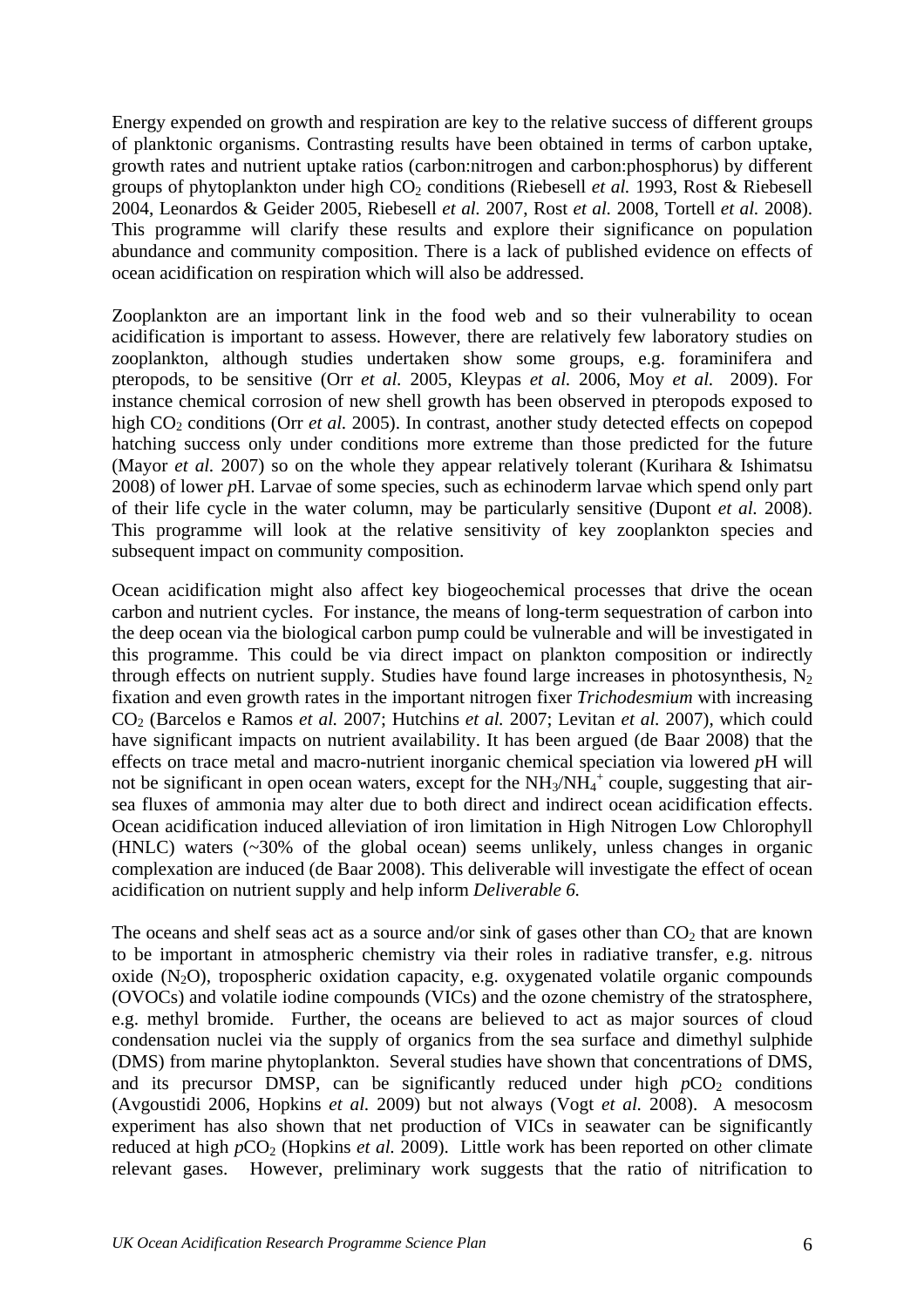Energy expended on growth and respiration are key to the relative success of different groups of planktonic organisms. Contrasting results have been obtained in terms of carbon uptake, growth rates and nutrient uptake ratios (carbon:nitrogen and carbon:phosphorus) by different groups of phytoplankton under high $CO_2$ conditions (Riebesell *et al.* 1993, Rost & Riebesell 2004, Leonardos & Geider 2005, Riebesell *et al.* 2007, Rost *et al.* 2008, Tortell *et al.* 2008). This programme will clarify these results and explore their significance on population abundance and community composition. There is a lack of published evidence on effects of ocean acidification on respiration which will also be addressed.

Zooplankton are an important link in the food web and so their vulnerability to ocean acidification is important to assess. However, there are relatively few laboratory studies on zooplankton, although studies undertaken show some groups, e.g. foraminifera and pteropods, to be sensitive (Orr *et al.* 2005, Kleypas *et al.* 2006, Moy *et al.* 2009). For instance chemical corrosion of new shell growth has been observed in pteropods exposed to high $CO_2$ conditions (Orr *et al.* 2005). In contrast, another study detected effects on copepod hatching success only under conditions more extreme than those predicted for the future (Mayor *et al.* 2007) so on the whole they appear relatively tolerant (Kurihara & Ishimatsu 2008) of lower *p*H. Larvae of some species, such as echinoderm larvae which spend only part of their life cycle in the water column, may be particularly sensitive (Dupont *et al.* 2008). This programme will look at the relative sensitivity of key zooplankton species and subsequent impact on community composition.

Ocean acidification might also affect key biogeochemical processes that drive the ocean carbon and nutrient cycles. For instance, the means of long-term sequestration of carbon into the deep ocean via the biological carbon pump could be vulnerable and will be investigated in this programme. This could be via direct impact on plankton composition or indirectly through effects on nutrient supply. Studies have found large increases in photosynthesis, $N_2$ fixation and even growth rates in the important nitrogen fixer *Trichodesmium* with increasing $CO_2$ (Barcelos e Ramos *et al.* 2007; Hutchins *et al.* 2007; Levitan *et al.* 2007), which could have significant impacts on nutrient availability. It has been argued (de Baar 2008) that the effects on trace metal and macro-nutrient inorganic chemical speciation via lowered *p*H will not be significant in open ocean waters, except for the $NH_3/NH_4^+$ couple, suggesting that air-sea fluxes of ammonia may alter due to both direct and indirect ocean acidification effects. Ocean acidification induced alleviation of iron limitation in High Nitrogen Low Chlorophyll (HNLC) waters (~30% of the global ocean) seems unlikely, unless changes in organic complexation are induced (de Baar 2008). This deliverable will investigate the effect of ocean acidification on nutrient supply and help inform *Deliverable 6.*

The oceans and shelf seas act as a source and/or sink of gases other than $CO_2$ that are known to be important in atmospheric chemistry via their roles in radiative transfer, e.g. nitrous oxide ($N_2O$), tropospheric oxidation capacity, e.g. oxygenated volatile organic compounds (OVOCs) and volatile iodine compounds (VICs) and the ozone chemistry of the stratosphere, e.g. methyl bromide. Further, the oceans are believed to act as major sources of cloud condensation nuclei via the supply of organics from the sea surface and dimethyl sulphide (DMS) from marine phytoplankton. Several studies have shown that concentrations of DMS, and its precursor DMSP, can be significantly reduced under high $pCO_2$ conditions (Avgoustidi 2006, Hopkins *et al.* 2009) but not always (Vogt *et al.* 2008). A mesocosm experiment has also shown that net production of VICs in seawater can be significantly reduced at high $pCO_2$ (Hopkins *et al.* 2009). Little work has been reported on other climate relevant gases. However, preliminary work suggests that the ratio of nitrification to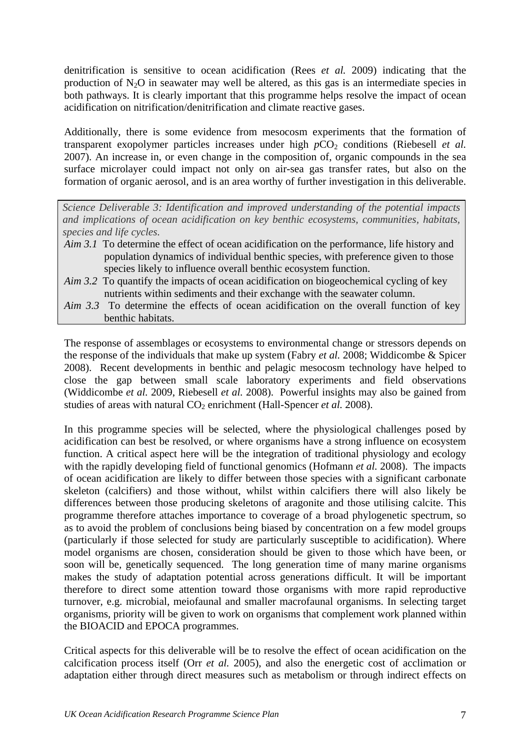denitrification is sensitive to ocean acidification (Rees *et al.* 2009) indicating that the production of $N_2O$ in seawater may well be altered, as this gas is an intermediate species in both pathways. It is clearly important that this programme helps resolve the impact of ocean acidification on nitrification/denitrification and climate reactive gases.

Additionally, there is some evidence from mesocosm experiments that the formation of transparent exopolymer particles increases under high $pCO_2$ conditions (Riebesell *et al.* 2007). An increase in, or even change in the composition of, organic compounds in the sea surface microlayer could impact not only on air-sea gas transfer rates, but also on the formation of organic aerosol, and is an area worthy of further investigation in this deliverable.

> *Science Deliverable 3: Identification and improved understanding of the potential impacts and implications of ocean acidification on key benthic ecosystems, communities, habitats, species and life cycles.*
>
> *Aim 3.1* To determine the effect of ocean acidification on the performance, life history and population dynamics of individual benthic species, with preference given to those species likely to influence overall benthic ecosystem function.
>
> *Aim 3.2* To quantify the impacts of ocean acidification on biogeochemical cycling of key nutrients within sediments and their exchange with the seawater column.
>
> *Aim 3.3* To determine the effects of ocean acidification on the overall function of key benthic habitats.

The response of assemblages or ecosystems to environmental change or stressors depends on the response of the individuals that make up system (Fabry *et al.* 2008; Widdicombe & Spicer 2008). Recent developments in benthic and pelagic mesocosm technology have helped to close the gap between small scale laboratory experiments and field observations (Widdicombe *et al.* 2009, Riebesell *et al.* 2008). Powerful insights may also be gained from studies of areas with natural $CO_2$ enrichment (Hall-Spencer *et al.* 2008).

In this programme species will be selected, where the physiological challenges posed by acidification can best be resolved, or where organisms have a strong influence on ecosystem function. A critical aspect here will be the integration of traditional physiology and ecology with the rapidly developing field of functional genomics (Hofmann *et al.* 2008). The impacts of ocean acidification are likely to differ between those species with a significant carbonate skeleton (calcifiers) and those without, whilst within calcifiers there will also likely be differences between those producing skeletons of aragonite and those utilising calcite. This programme therefore attaches importance to coverage of a broad phylogenetic spectrum, so as to avoid the problem of conclusions being biased by concentration on a few model groups (particularly if those selected for study are particularly susceptible to acidification). Where model organisms are chosen, consideration should be given to those which have been, or soon will be, genetically sequenced. The long generation time of many marine organisms makes the study of adaptation potential across generations difficult. It will be important therefore to direct some attention toward those organisms with more rapid reproductive turnover, e.g. microbial, meiofaunal and smaller macrofaunal organisms. In selecting target organisms, priority will be given to work on organisms that complement work planned within the BIOACID and EPOCA programmes.

Critical aspects for this deliverable will be to resolve the effect of ocean acidification on the calcification process itself (Orr *et al.* 2005), and also the energetic cost of acclimation or adaptation either through direct measures such as metabolism or through indirect effects on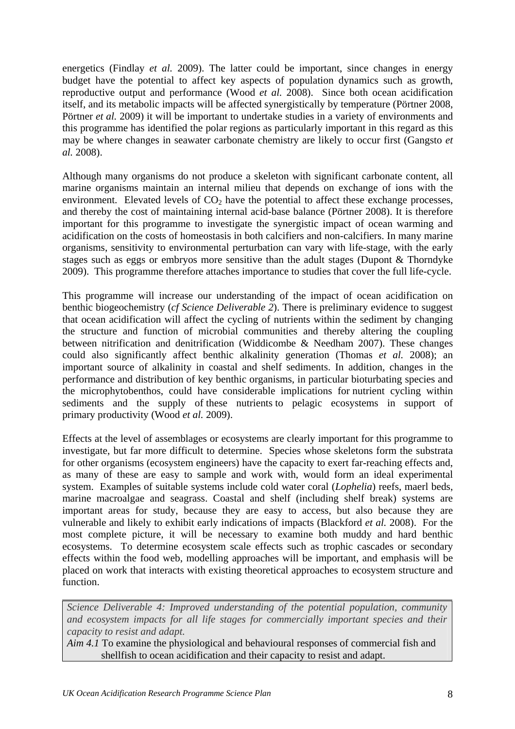energetics (Findlay *et al.* 2009). The latter could be important, since changes in energy budget have the potential to affect key aspects of population dynamics such as growth, reproductive output and performance (Wood *et al.* 2008). Since both ocean acidification itself, and its metabolic impacts will be affected synergistically by temperature (Pörtner 2008, Pörtner *et al.* 2009) it will be important to undertake studies in a variety of environments and this programme has identified the polar regions as particularly important in this regard as this may be where changes in seawater carbonate chemistry are likely to occur first (Gangsto *et al.* 2008).

Although many organisms do not produce a skeleton with significant carbonate content, all marine organisms maintain an internal milieu that depends on exchange of ions with the environment. Elevated levels of $CO_2$ have the potential to affect these exchange processes, and thereby the cost of maintaining internal acid-base balance (Pörtner 2008). It is therefore important for this programme to investigate the synergistic impact of ocean warming and acidification on the costs of homeostasis in both calcifiers and non-calcifiers. In many marine organisms, sensitivity to environmental perturbation can vary with life-stage, with the early stages such as eggs or embryos more sensitive than the adult stages (Dupont & Thorndyke 2009). This programme therefore attaches importance to studies that cover the full life-cycle.

This programme will increase our understanding of the impact of ocean acidification on benthic biogeochemistry (*cf Science Deliverable 2*). There is preliminary evidence to suggest that ocean acidification will affect the cycling of nutrients within the sediment by changing the structure and function of microbial communities and thereby altering the coupling between nitrification and denitrification (Widdicombe & Needham 2007). These changes could also significantly affect benthic alkalinity generation (Thomas *et al.* 2008); an important source of alkalinity in coastal and shelf sediments. In addition, changes in the performance and distribution of key benthic organisms, in particular bioturbating species and the microphytobenthos, could have considerable implications for nutrient cycling within sediments and the supply of these nutrients to pelagic ecosystems in support of primary productivity (Wood *et al.* 2009).

Effects at the level of assemblages or ecosystems are clearly important for this programme to investigate, but far more difficult to determine. Species whose skeletons form the substrata for other organisms (ecosystem engineers) have the capacity to exert far-reaching effects and, as many of these are easy to sample and work with, would form an ideal experimental system. Examples of suitable systems include cold water coral (*Lophelia*) reefs, maerl beds, marine macroalgae and seagrass. Coastal and shelf (including shelf break) systems are important areas for study, because they are easy to access, but also because they are vulnerable and likely to exhibit early indications of impacts (Blackford *et al.* 2008). For the most complete picture, it will be necessary to examine both muddy and hard benthic ecosystems. To determine ecosystem scale effects such as trophic cascades or secondary effects within the food web, modelling approaches will be important, and emphasis will be placed on work that interacts with existing theoretical approaches to ecosystem structure and function.

*Science Deliverable 4: Improved understanding of the potential population, community and ecosystem impacts for all life stages for commercially important species and their capacity to resist and adapt.*

*Aim 4.1* To examine the physiological and behavioural responses of commercial fish and shellfish to ocean acidification and their capacity to resist and adapt.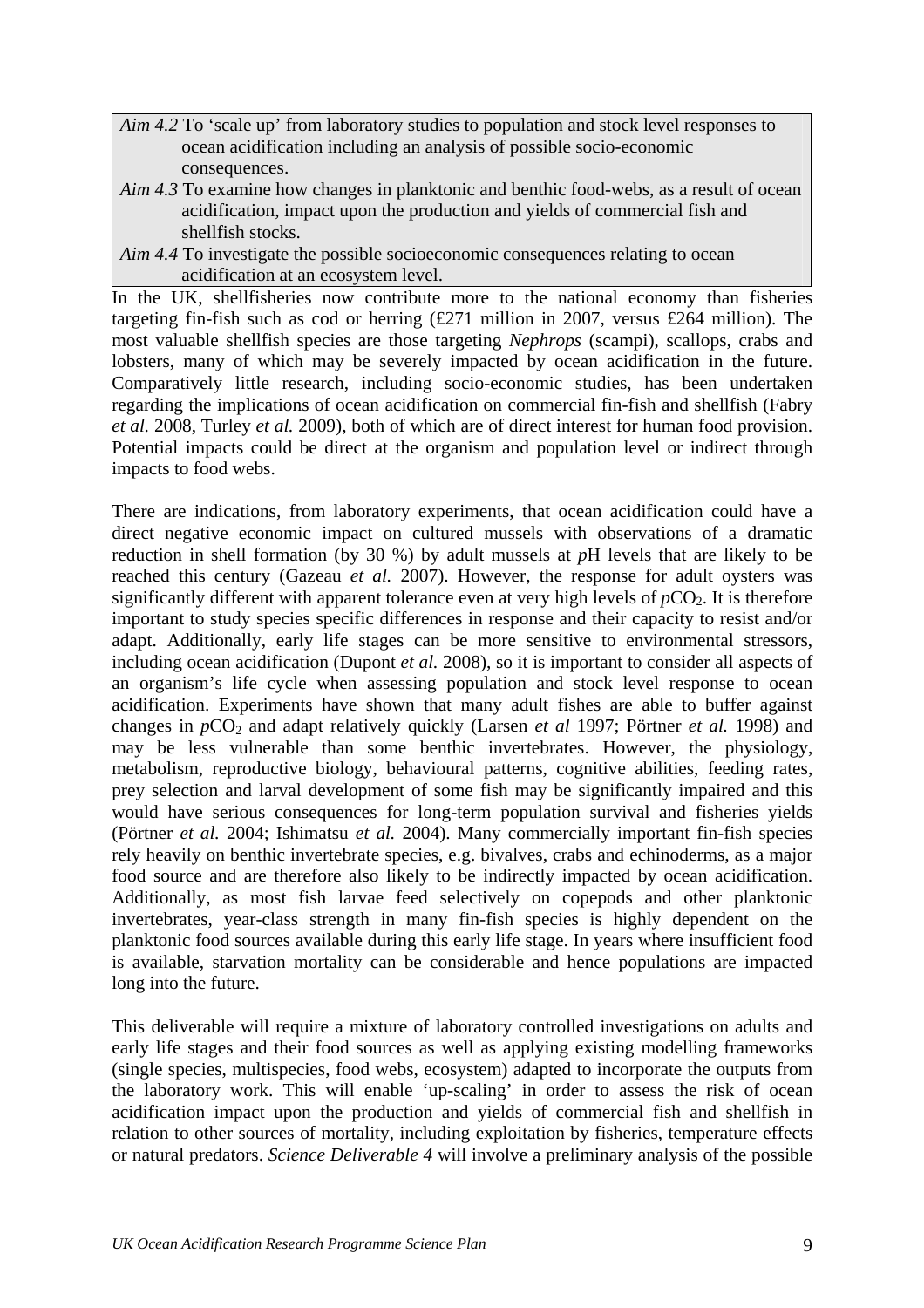*Aim 4.2* To 'scale up' from laboratory studies to population and stock level responses to ocean acidification including an analysis of possible socio-economic consequences.

*Aim 4.3* To examine how changes in planktonic and benthic food-webs, as a result of ocean acidification, impact upon the production and yields of commercial fish and shellfish stocks.

*Aim 4.4* To investigate the possible socioeconomic consequences relating to ocean acidification at an ecosystem level.

In the UK, shellfisheries now contribute more to the national economy than fisheries targeting fin-fish such as cod or herring (£271 million in 2007, versus £264 million). The most valuable shellfish species are those targeting *Nephrops* (scampi), scallops, crabs and lobsters, many of which may be severely impacted by ocean acidification in the future. Comparatively little research, including socio-economic studies, has been undertaken regarding the implications of ocean acidification on commercial fin-fish and shellfish (Fabry *et al.* 2008, Turley *et al.* 2009), both of which are of direct interest for human food provision. Potential impacts could be direct at the organism and population level or indirect through impacts to food webs.

There are indications, from laboratory experiments, that ocean acidification could have a direct negative economic impact on cultured mussels with observations of a dramatic reduction in shell formation (by 30 %) by adult mussels at *p*H levels that are likely to be reached this century (Gazeau *et al.* 2007). However, the response for adult oysters was significantly different with apparent tolerance even at very high levels of $pCO_2$. It is therefore important to study species specific differences in response and their capacity to resist and/or adapt. Additionally, early life stages can be more sensitive to environmental stressors, including ocean acidification (Dupont *et al.* 2008), so it is important to consider all aspects of an organism's life cycle when assessing population and stock level response to ocean acidification. Experiments have shown that many adult fishes are able to buffer against changes in $pCO_2$ and adapt relatively quickly (Larsen *et al* 1997; Pörtner *et al.* 1998) and may be less vulnerable than some benthic invertebrates. However, the physiology, metabolism, reproductive biology, behavioural patterns, cognitive abilities, feeding rates, prey selection and larval development of some fish may be significantly impaired and this would have serious consequences for long-term population survival and fisheries yields (Pörtner *et al.* 2004; Ishimatsu *et al.* 2004). Many commercially important fin-fish species rely heavily on benthic invertebrate species, e.g. bivalves, crabs and echinoderms, as a major food source and are therefore also likely to be indirectly impacted by ocean acidification. Additionally, as most fish larvae feed selectively on copepods and other planktonic invertebrates, year-class strength in many fin-fish species is highly dependent on the planktonic food sources available during this early life stage. In years where insufficient food is available, starvation mortality can be considerable and hence populations are impacted long into the future.

This deliverable will require a mixture of laboratory controlled investigations on adults and early life stages and their food sources as well as applying existing modelling frameworks (single species, multispecies, food webs, ecosystem) adapted to incorporate the outputs from the laboratory work. This will enable 'up-scaling' in order to assess the risk of ocean acidification impact upon the production and yields of commercial fish and shellfish in relation to other sources of mortality, including exploitation by fisheries, temperature effects or natural predators. *Science Deliverable 4* will involve a preliminary analysis of the possible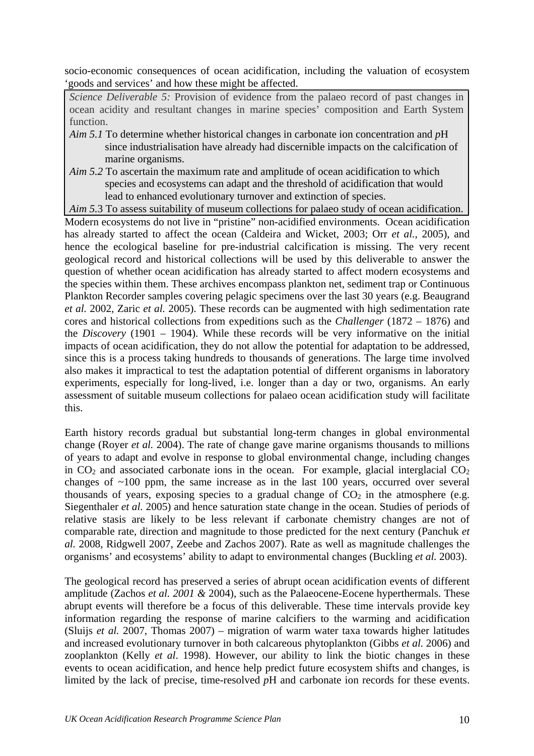socio-economic consequences of ocean acidification, including the valuation of ecosystem 'goods and services' and how these might be affected.

> *Science Deliverable 5:* Provision of evidence from the palaeo record of past changes in ocean acidity and resultant changes in marine species' composition and Earth System function.
>
> *Aim 5.1* To determine whether historical changes in carbonate ion concentration and *p*H since industrialisation have already had discernible impacts on the calcification of marine organisms.
>
> *Aim 5.2* To ascertain the maximum rate and amplitude of ocean acidification to which species and ecosystems can adapt and the threshold of acidification that would lead to enhanced evolutionary turnover and extinction of species.
>
> *Aim 5.3* To assess suitability of museum collections for palaeo study of ocean acidification.

Modern ecosystems do not live in "pristine" non-acidified environments. Ocean acidification has already started to affect the ocean (Caldeira and Wicket, 2003; Orr *et al.*, 2005), and hence the ecological baseline for pre-industrial calcification is missing. The very recent geological record and historical collections will be used by this deliverable to answer the question of whether ocean acidification has already started to affect modern ecosystems and the species within them. These archives encompass plankton net, sediment trap or Continuous Plankton Recorder samples covering pelagic specimens over the last 30 years (e.g. Beaugrand *et al.* 2002, Zaric *et al.* 2005). These records can be augmented with high sedimentation rate cores and historical collections from expeditions such as the *Challenger* (1872 – 1876) and the *Discovery* (1901 – 1904). While these records will be very informative on the initial impacts of ocean acidification, they do not allow the potential for adaptation to be addressed, since this is a process taking hundreds to thousands of generations. The large time involved also makes it impractical to test the adaptation potential of different organisms in laboratory experiments, especially for long-lived, i.e. longer than a day or two, organisms. An early assessment of suitable museum collections for palaeo ocean acidification study will facilitate this.

Earth history records gradual but substantial long-term changes in global environmental change (Royer *et al.* 2004). The rate of change gave marine organisms thousands to millions of years to adapt and evolve in response to global environmental change, including changes in $CO_2$ and associated carbonate ions in the ocean. For example, glacial interglacial $CO_2$ changes of ~100 ppm, the same increase as in the last 100 years, occurred over several thousands of years, exposing species to a gradual change of $CO_2$ in the atmosphere (e.g. Siegenthaler *et al.* 2005) and hence saturation state change in the ocean. Studies of periods of relative stasis are likely to be less relevant if carbonate chemistry changes are not of comparable rate, direction and magnitude to those predicted for the next century (Panchuk *et al.* 2008, Ridgwell 2007, Zeebe and Zachos 2007). Rate as well as magnitude challenges the organisms' and ecosystems' ability to adapt to environmental changes (Buckling *et al.* 2003).

The geological record has preserved a series of abrupt ocean acidification events of different amplitude (Zachos *et al. 2001 &* 2004), such as the Palaeocene-Eocene hyperthermals. These abrupt events will therefore be a focus of this deliverable. These time intervals provide key information regarding the response of marine calcifiers to the warming and acidification (Sluijs *et al.* 2007, Thomas 2007) – migration of warm water taxa towards higher latitudes and increased evolutionary turnover in both calcareous phytoplankton (Gibbs *et al.* 2006) and zooplankton (Kelly *et al*. 1998). However, our ability to link the biotic changes in these events to ocean acidification, and hence help predict future ecosystem shifts and changes, is limited by the lack of precise, time-resolved *p*H and carbonate ion records for these events.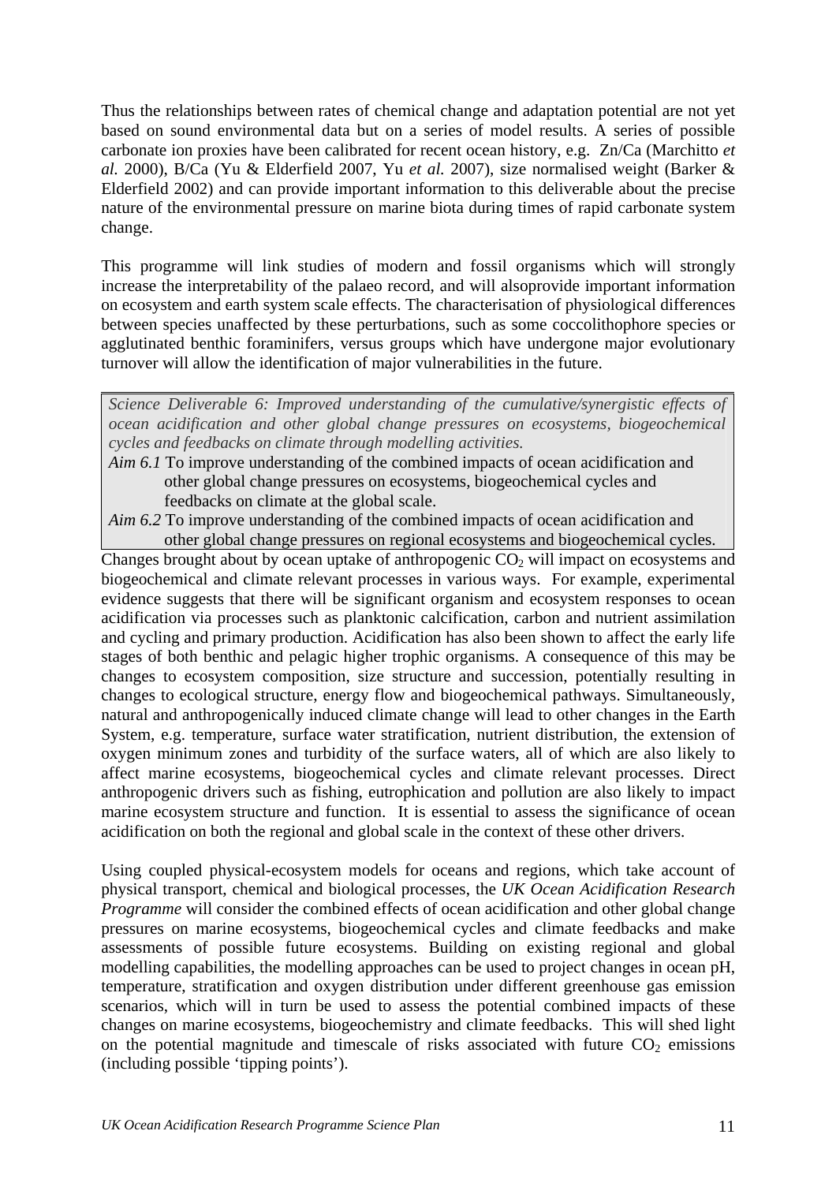Thus the relationships between rates of chemical change and adaptation potential are not yet based on sound environmental data but on a series of model results. A series of possible carbonate ion proxies have been calibrated for recent ocean history, e.g. Zn/Ca (Marchitto *et al.* 2000), B/Ca (Yu & Elderfield 2007, Yu *et al.* 2007), size normalised weight (Barker & Elderfield 2002) and can provide important information to this deliverable about the precise nature of the environmental pressure on marine biota during times of rapid carbonate system change.

This programme will link studies of modern and fossil organisms which will strongly increase the interpretability of the palaeo record, and will alsoprovide important information on ecosystem and earth system scale effects. The characterisation of physiological differences between species unaffected by these perturbations, such as some coccolithophore species or agglutinated benthic foraminifers, versus groups which have undergone major evolutionary turnover will allow the identification of major vulnerabilities in the future.

*Science Deliverable 6: Improved understanding of the cumulative/synergistic effects of ocean acidification and other global change pressures on ecosystems, biogeochemical cycles and feedbacks on climate through modelling activities.*

*Aim 6.1* To improve understanding of the combined impacts of ocean acidification and other global change pressures on ecosystems, biogeochemical cycles and feedbacks on climate at the global scale.

*Aim 6.2* To improve understanding of the combined impacts of ocean acidification and other global change pressures on regional ecosystems and biogeochemical cycles.

Changes brought about by ocean uptake of anthropogenic $CO_2$ will impact on ecosystems and biogeochemical and climate relevant processes in various ways. For example, experimental evidence suggests that there will be significant organism and ecosystem responses to ocean acidification via processes such as planktonic calcification, carbon and nutrient assimilation and cycling and primary production. Acidification has also been shown to affect the early life stages of both benthic and pelagic higher trophic organisms. A consequence of this may be changes to ecosystem composition, size structure and succession, potentially resulting in changes to ecological structure, energy flow and biogeochemical pathways. Simultaneously, natural and anthropogenically induced climate change will lead to other changes in the Earth System, e.g. temperature, surface water stratification, nutrient distribution, the extension of oxygen minimum zones and turbidity of the surface waters, all of which are also likely to affect marine ecosystems, biogeochemical cycles and climate relevant processes. Direct anthropogenic drivers such as fishing, eutrophication and pollution are also likely to impact marine ecosystem structure and function. It is essential to assess the significance of ocean acidification on both the regional and global scale in the context of these other drivers.

Using coupled physical-ecosystem models for oceans and regions, which take account of physical transport, chemical and biological processes, the *UK Ocean Acidification Research Programme* will consider the combined effects of ocean acidification and other global change pressures on marine ecosystems, biogeochemical cycles and climate feedbacks and make assessments of possible future ecosystems. Building on existing regional and global modelling capabilities, the modelling approaches can be used to project changes in ocean pH, temperature, stratification and oxygen distribution under different greenhouse gas emission scenarios, which will in turn be used to assess the potential combined impacts of these changes on marine ecosystems, biogeochemistry and climate feedbacks. This will shed light on the potential magnitude and timescale of risks associated with future $CO_2$ emissions (including possible 'tipping points').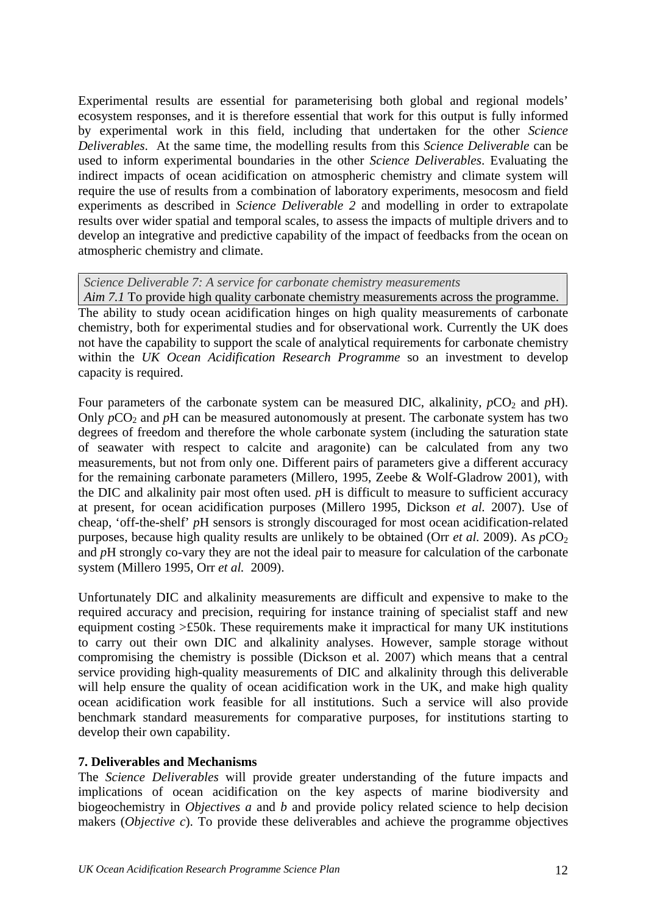Experimental results are essential for parameterising both global and regional models' ecosystem responses, and it is therefore essential that work for this output is fully informed by experimental work in this field, including that undertaken for the other *Science Deliverables*. At the same time, the modelling results from this *Science Deliverable* can be used to inform experimental boundaries in the other *Science Deliverables*. Evaluating the indirect impacts of ocean acidification on atmospheric chemistry and climate system will require the use of results from a combination of laboratory experiments, mesocosm and field experiments as described in *Science Deliverable 2* and modelling in order to extrapolate results over wider spatial and temporal scales, to assess the impacts of multiple drivers and to develop an integrative and predictive capability of the impact of feedbacks from the ocean on atmospheric chemistry and climate.

*Science Deliverable 7: A service for carbonate chemistry measurements*
*Aim 7.1* To provide high quality carbonate chemistry measurements across the programme.

The ability to study ocean acidification hinges on high quality measurements of carbonate chemistry, both for experimental studies and for observational work. Currently the UK does not have the capability to support the scale of analytical requirements for carbonate chemistry within the *UK Ocean Acidification Research Programme* so an investment to develop capacity is required.

Four parameters of the carbonate system can be measured DIC, alkalinity, $pCO_2$ and $p$H). Only $pCO_2$ and $p$H can be measured autonomously at present. The carbonate system has two degrees of freedom and therefore the whole carbonate system (including the saturation state of seawater with respect to calcite and aragonite) can be calculated from any two measurements, but not from only one. Different pairs of parameters give a different accuracy for the remaining carbonate parameters (Millero, 1995, Zeebe & Wolf-Gladrow 2001), with the DIC and alkalinity pair most often used. $p$H is difficult to measure to sufficient accuracy at present, for ocean acidification purposes (Millero 1995, Dickson *et al.* 2007). Use of cheap, 'off-the-shelf' $p$H sensors is strongly discouraged for most ocean acidification-related purposes, because high quality results are unlikely to be obtained (Orr *et al.* 2009). As $pCO_2$ and $p$H strongly co-vary they are not the ideal pair to measure for calculation of the carbonate system (Millero 1995, Orr *et al.* 2009).

Unfortunately DIC and alkalinity measurements are difficult and expensive to make to the required accuracy and precision, requiring for instance training of specialist staff and new equipment costing >£50k. These requirements make it impractical for many UK institutions to carry out their own DIC and alkalinity analyses. However, sample storage without compromising the chemistry is possible (Dickson et al. 2007) which means that a central service providing high-quality measurements of DIC and alkalinity through this deliverable will help ensure the quality of ocean acidification work in the UK, and make high quality ocean acidification work feasible for all institutions. Such a service will also provide benchmark standard measurements for comparative purposes, for institutions starting to develop their own capability.

### 7. Deliverables and Mechanisms

The *Science Deliverables* will provide greater understanding of the future impacts and implications of ocean acidification on the key aspects of marine biodiversity and biogeochemistry in *Objectives a* and *b* and provide policy related science to help decision makers (*Objective c*). To provide these deliverables and achieve the programme objectives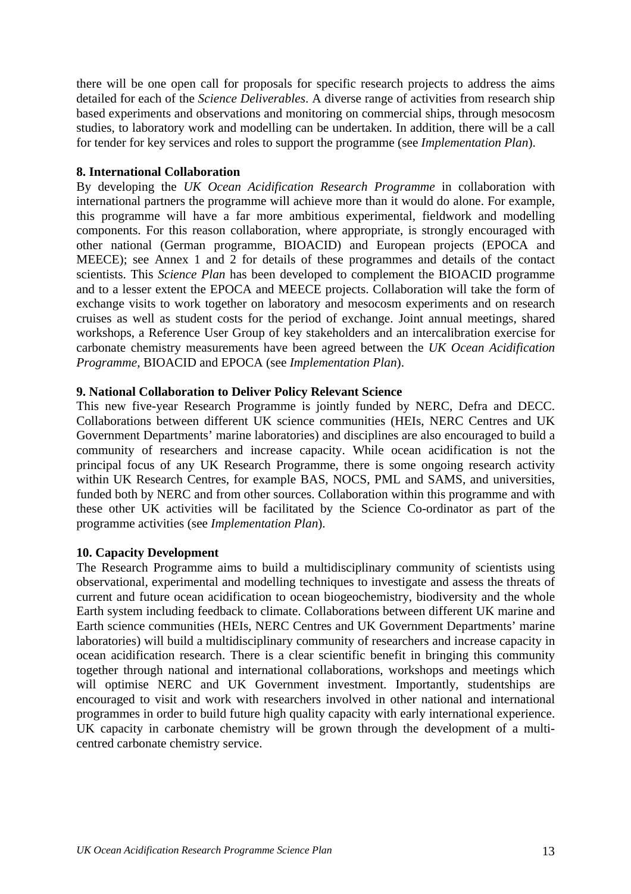there will be one open call for proposals for specific research projects to address the aims detailed for each of the *Science Deliverables*. A diverse range of activities from research ship based experiments and observations and monitoring on commercial ships, through mesocosm studies, to laboratory work and modelling can be undertaken. In addition, there will be a call for tender for key services and roles to support the programme (see *Implementation Plan*).

**8. International Collaboration**

By developing the *UK Ocean Acidification Research Programme* in collaboration with international partners the programme will achieve more than it would do alone. For example, this programme will have a far more ambitious experimental, fieldwork and modelling components. For this reason collaboration, where appropriate, is strongly encouraged with other national (German programme, BIOACID) and European projects (EPOCA and MEECE); see Annex 1 and 2 for details of these programmes and details of the contact scientists. This *Science Plan* has been developed to complement the BIOACID programme and to a lesser extent the EPOCA and MEECE projects. Collaboration will take the form of exchange visits to work together on laboratory and mesocosm experiments and on research cruises as well as student costs for the period of exchange. Joint annual meetings, shared workshops, a Reference User Group of key stakeholders and an intercalibration exercise for carbonate chemistry measurements have been agreed between the *UK Ocean Acidification Programme*, BIOACID and EPOCA (see *Implementation Plan*).

**9. National Collaboration to Deliver Policy Relevant Science**

This new five-year Research Programme is jointly funded by NERC, Defra and DECC. Collaborations between different UK science communities (HEIs, NERC Centres and UK Government Departments' marine laboratories) and disciplines are also encouraged to build a community of researchers and increase capacity. While ocean acidification is not the principal focus of any UK Research Programme, there is some ongoing research activity within UK Research Centres, for example BAS, NOCS, PML and SAMS, and universities, funded both by NERC and from other sources. Collaboration within this programme and with these other UK activities will be facilitated by the Science Co-ordinator as part of the programme activities (see *Implementation Plan*).

**10. Capacity Development**

The Research Programme aims to build a multidisciplinary community of scientists using observational, experimental and modelling techniques to investigate and assess the threats of current and future ocean acidification to ocean biogeochemistry, biodiversity and the whole Earth system including feedback to climate. Collaborations between different UK marine and Earth science communities (HEIs, NERC Centres and UK Government Departments' marine laboratories) will build a multidisciplinary community of researchers and increase capacity in ocean acidification research. There is a clear scientific benefit in bringing this community together through national and international collaborations, workshops and meetings which will optimise NERC and UK Government investment. Importantly, studentships are encouraged to visit and work with researchers involved in other national and international programmes in order to build future high quality capacity with early international experience. UK capacity in carbonate chemistry will be grown through the development of a multi-centred carbonate chemistry service.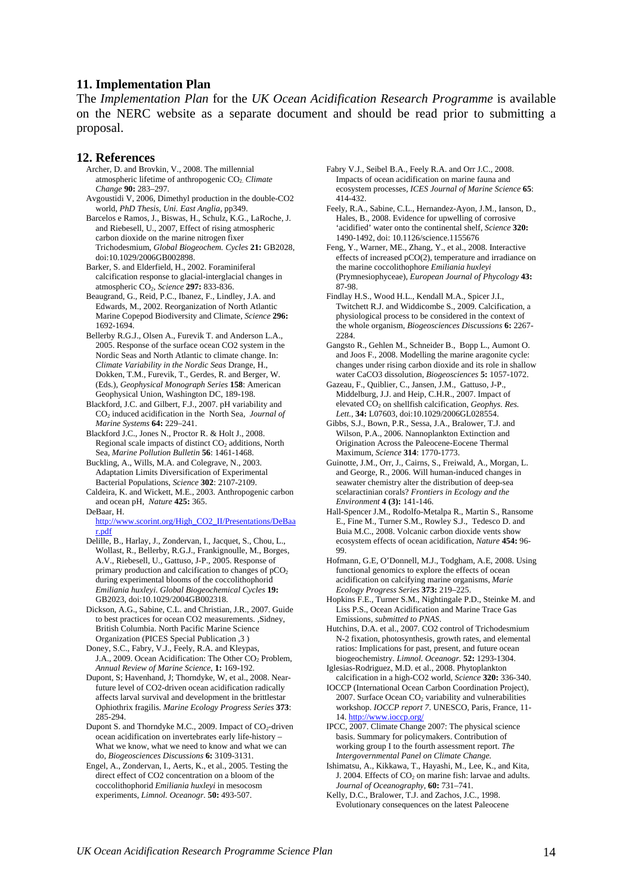## 11. Implementation Plan

The *Implementation Plan* for the *UK Ocean Acidification Research Programme* is available on the NERC website as a separate document and should be read prior to submitting a proposal.

## 12. References

Archer, D. and Brovkin, V., 2008. The millennial atmospheric lifetime of anthropogenic $CO_2$. *Climate Change* **90:** 283–297.

Avgoustidi V, 2006, Dimethyl production in the double-CO2 world, *PhD Thesis, Uni. East Anglia*, pp349.

Barcelos e Ramos, J., Biswas, H., Schulz, K.G., LaRoche, J. and Riebesell, U., 2007, Effect of rising atmospheric carbon dioxide on the marine nitrogen fixer Trichodesmium, *Global Biogeochem. Cycles* **21:** GB2028, doi:10.1029/2006GB002898.

Barker, S. and Elderfield, H., 2002. Foraminiferal calcification response to glacial-interglacial changes in atmospheric $CO_2$, *Science* **297:** 833-836.

Beaugrand, G., Reid, P.C., Ibanez, F., Lindley, J.A. and Edwards, M., 2002. Reorganization of North Atlantic Marine Copepod Biodiversity and Climate, *Science* **296:** 1692-1694.

Bellerby R.G.J., Olsen A., Furevik T. and Anderson L.A., 2005. Response of the surface ocean CO2 system in the Nordic Seas and North Atlantic to climate change. In: *Climate Variability in the Nordic Seas* Drange, H., Dokken, T.M., Furevik, T., Gerdes, R. and Berger, W. (Eds.), *Geophysical Monograph Series* **158**: American Geophysical Union, Washington DC, 189-198.

Blackford, J.C. and Gilbert, F.J., 2007. pH variability and $CO_2$ induced acidification in the North Sea, *Journal of Marine Systems* **64:** 229–241.

Blackford J.C., Jones N., Proctor R. & Holt J., 2008. Regional scale impacts of distinct $CO_2$ additions, North Sea, *Marine Pollution Bulletin* **56**: 1461-1468.

Buckling, A., Wills, M.A. and Colegrave, N., 2003. Adaptation Limits Diversification of Experimental Bacterial Populations, *Science* **302**: 2107-2109.

Caldeira, K. and Wickett, M.E., 2003. Anthropogenic carbon and ocean pH, *Nature* **425:** 365.

DeBaar, H. http://www.scorint.org/High_CO2_II/Presentations/DeBaar.pdf

Delille, B., Harlay, J., Zondervan, I., Jacquet, S., Chou, L., Wollast, R., Bellerby, R.G.J., Frankignoulle, M., Borges, A.V., Riebesell, U., Gattuso, J-P., 2005. Response of primary production and calcification to changes of $pCO_2$ during experimental blooms of the coccolithophorid *Emiliania huxleyi*. *Global Biogeochemical Cycles* **19:** GB2023, doi:10.1029/2004GB002318.

Dickson, A.G., Sabine, C.L. and Christian, J.R., 2007. Guide to best practices for ocean CO2 measurements. ,Sidney, British Columbia. North Pacific Marine Science Organization (PICES Special Publication ,3 )

Doney, S.C., Fabry, V.J., Feely, R.A. and Kleypas, J.A., 2009. Ocean Acidification: The Other $CO_2$ Problem, *Annual Review of Marine Science*, **1:** 169-192.

Dupont, S; Havenhand, J; Thorndyke, W, et al., 2008. Near-future level of CO2-driven ocean acidification radically affects larval survival and development in the brittlestar Ophiothrix fragilis. *Marine Ecology Progress Series* **373**: 285-294.

Dupont S. and Thorndyke M.C., 2009. Impact of $CO_2$-driven ocean acidification on invertebrates early life-history – What we know, what we need to know and what we can do, *Biogeosciences Discussions* **6:** 3109-3131.

Engel, A., Zondervan, I., Aerts, K., et al., 2005. Testing the direct effect of CO2 concentration on a bloom of the coccolithophorid *Emiliania huxleyi* in mesocosm experiments, *Limnol. Oceanogr.* **50:** 493-507.

Fabry V.J., Seibel B.A., Feely R.A. and Orr J.C., 2008. Impacts of ocean acidification on marine fauna and ecosystem processes, *ICES Journal of Marine Science* **65**: 414-432.

Feely, R.A., Sabine, C.L., Hernandez-Ayon, J.M., Ianson, D., Hales, B., 2008. Evidence for upwelling of corrosive 'acidified' water onto the continental shelf, *Science* **320:** 1490-1492, doi: 10.1126/science.1155676

Feng, Y., Warner, ME., Zhang, Y., et al., 2008. Interactive effects of increased pCO(2), temperature and irradiance on the marine coccolithophore *Emiliania huxleyi* (Prymnesiophyceae), *European Journal of Phycology* **43:** 87-98.

Findlay H.S., Wood H.L., Kendall M.A., Spicer J.I., Twitchett R.J. and Widdicombe S., 2009. Calcification, a physiological process to be considered in the context of the whole organism, *Biogeosciences Discussions* **6:** 2267-2284.

Gangsto R., Gehlen M., Schneider B., Bopp L., Aumont O. and Joos F., 2008. Modelling the marine aragonite cycle: changes under rising carbon dioxide and its role in shallow water CaCO3 dissolution, *Biogeosciences* **5:** 1057-1072.

Gazeau, F., Quiblier, C., Jansen, J.M., Gattuso, J-P., Middelburg, J.J. and Heip, C.H.R., 2007. Impact of elevated $CO_2$ on shellfish calcification, *Geophys. Res. Lett.*, **34:** L07603, doi:10.1029/2006GL028554.

Gibbs, S.J., Bown, P.R., Sessa, J.A., Bralower, T.J. and Wilson, P.A., 2006. Nannoplankton Extinction and Origination Across the Paleocene-Eocene Thermal Maximum, *Science* **314**: 1770-1773.

Guinotte, J.M., Orr, J., Cairns, S., Freiwald, A., Morgan, L. and George, R., 2006. Will human-induced changes in seawater chemistry alter the distribution of deep-sea scelaractinian corals? *Frontiers in Ecology and the Environment* **4 (3):** 141-146.

Hall-Spencer J.M., Rodolfo-Metalpa R., Martin S., Ransome E., Fine M., Turner S.M., Rowley S.J., Tedesco D. and Buia M.C., 2008. Volcanic carbon dioxide vents show ecosystem effects of ocean acidification, *Nature* **454:** 96-99.

Hofmann, G.E, O'Donnell, M.J., Todgham, A.E, 2008. Using functional genomics to explore the effects of ocean acidification on calcifying marine organisms, *Marie Ecology Progress Series* **373:** 219–225.

Hopkins F.E., Turner S.M., Nightingale P.D., Steinke M. and Liss P.S., Ocean Acidification and Marine Trace Gas Emissions, *submitted to PNAS*.

Hutchins, D.A. et al., 2007. CO2 control of Trichodesmium N-2 fixation, photosynthesis, growth rates, and elemental ratios: Implications for past, present, and future ocean biogeochemistry. *Limnol. Oceanogr.* **52:** 1293-1304.

Iglesias-Rodriguez, M.D. et al., 2008. Phytoplankton calcification in a high-CO2 world, *Science* **320:** 336-340.

IOCCP (International Ocean Carbon Coordination Project), 2007. Surface Ocean $CO_2$ variability and vulnerabilities workshop. *IOCCP report 7*. UNESCO, Paris, France, 11-14. http://www.ioccp.org/

IPCC, 2007. Climate Change 2007: The physical science basis. Summary for policymakers. Contribution of working group I to the fourth assessment report. *The Intergovernmental Panel on Climate Change.*

Ishimatsu, A., Kikkawa, T., Hayashi, M., Lee, K., and Kita, J. 2004. Effects of $CO_2$ on marine fish: larvae and adults. *Journal of Oceanography*, **60:** 731–741.

Kelly, D.C., Bralower, T.J. and Zachos, J.C., 1998. Evolutionary consequences on the latest Paleocene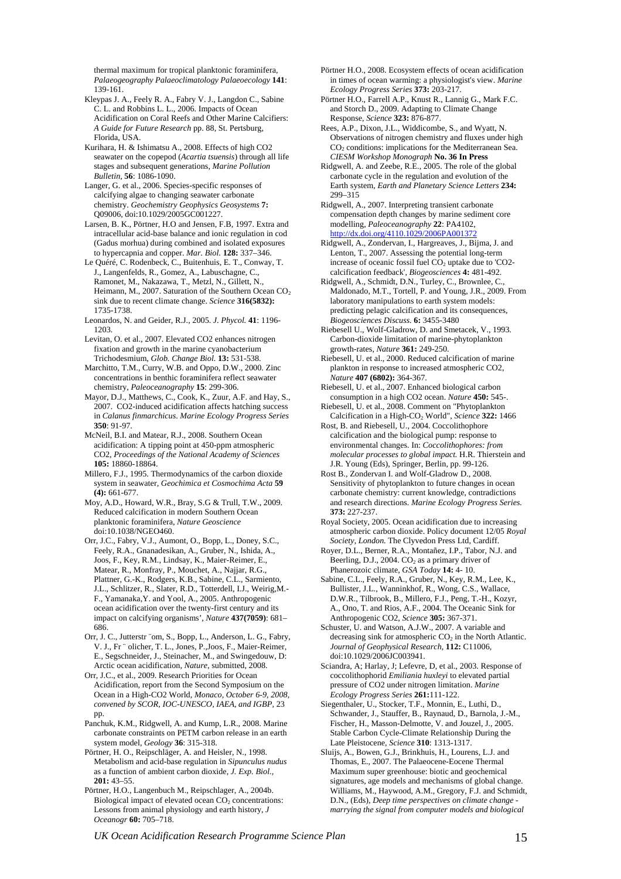thermal maximum for tropical planktonic foraminifera, *Palaeogeography Palaeoclimatology Palaeoecology* **141**: 139-161.

Kleypas J. A., Feely R. A., Fabry V. J., Langdon C., Sabine C. L. and Robbins L. L., 2006. Impacts of Ocean Acidification on Coral Reefs and Other Marine Calcifiers: *A Guide for Future Research* pp. 88, St. Pertsburg, Florida, USA.

Kurihara, H. & Ishimatsu A., 2008. Effects of high CO2 seawater on the copepod (*Acartia tsuensis*) through all life stages and subsequent generations, *Marine Pollution Bulletin*, **56**: 1086-1090.

Langer, G. et al., 2006. Species-specific responses of calcifying algae to changing seawater carbonate chemistry. *Geochemistry Geophysics Geosystems* **7:** Q09006, doi:10.1029/2005GC001227.

Larsen, B. K., Pörtner, H.O and Jensen, F.B, 1997. Extra and intracellular acid-base balance and ionic regulation in cod (Gadus morhua) during combined and isolated exposures to hypercapnia and copper. *Mar. Biol.* **128:** 337–346.

Le Quéré, C. Rodenbeck, C., Buitenhuis, E. T., Conway, T. J., Langenfelds, R., Gomez, A., Labuschagne, C., Ramonet, M., Nakazawa, T., Metzl, N., Gillett, N., Heimann, M., 2007. Saturation of the Southern Ocean $CO_2$ sink due to recent climate change. *Science* **316(5832):** 1735-1738.

Leonardos, N. and Geider, R.J., 2005. *J. Phycol.* **41**: 1196-1203.

Levitan, O. et al., 2007. Elevated CO2 enhances nitrogen fixation and growth in the marine cyanobacterium Trichodesmium, *Glob. Change Biol.* **13:** 531-538.

Marchitto, T.M., Curry, W.B. and Oppo, D.W., 2000. Zinc concentrations in benthic foraminifera reflect seawater chemistry, *Paleoceanography* **15**: 299-306.

Mayor, D.J., Matthews, C., Cook, K., Zuur, A.F. and Hay, S., 2007. CO2-induced acidification affects hatching success in *Calanus finmarchicus*. *Marine Ecology Progress Series* **350**: 91-97.

McNeil, B.I. and Matear, R.J., 2008. Southern Ocean acidification: A tipping point at 450-ppm atmospheric CO2, *Proceedings of the National Academy of Sciences* **105:** 18860-18864.

Millero, F.J., 1995. Thermodynamics of the carbon dioxide system in seawater, *Geochimica et Cosmochima Acta* **59 (4):** 661-677.

Moy, A.D., Howard, W.R., Bray, S.G & Trull, T.W., 2009. Reduced calcification in modern Southern Ocean planktonic foraminifera, *Nature Geoscience* doi:10.1038/NGEO460.

Orr, J.C., Fabry, V.J., Aumont, O., Bopp, L., Doney, S.C., Feely, R.A., Gnanadesikan, A., Gruber, N., Ishida, A., Joos, F., Key, R.M., Lindsay, K., Maier-Reimer, E., Matear, R., Monfray, P., Mouchet, A., Najjar, R.G., Plattner, G.-K., Rodgers, K.B., Sabine, C.L., Sarmiento, J.L., Schlitzer, R., Slater, R.D., Totterdell, I.J., Weirig,M.-F., Yamanaka,Y. and Yool, A., 2005. Anthropogenic ocean acidification over the twenty-first century and its impact on calcifying organisms', *Nature* **437(7059)**: 681–686.

Orr, J. C., Jutterstr ̈om, S., Bopp, L., Anderson, L. G., Fabry, V. J., Fr ̈olicher, T. L., Jones, P.,Joos, F., Maier-Reimer, E., Segschneider, J., Steinacher, M., and Swingedouw, D: Arctic ocean acidification, *Nature*, submitted, 2008.

Orr, J.C., et al., 2009. Research Priorities for Ocean Acidification, report from the Second Symposium on the Ocean in a High-CO2 World, *Monaco, October 6-9, 2008, convened by SCOR, IOC-UNESCO, IAEA, and IGBP*, 23 pp.

Panchuk, K.M., Ridgwell, A. and Kump, L.R., 2008. Marine carbonate constraints on PETM carbon release in an earth system model, *Geology* **36**: 315-318.

Pörtner, H. O., Reipschläger, A. and Heisler, N., 1998. Metabolism and acid-base regulation in *Sipunculus nudus* as a function of ambient carbon dioxide, *J. Exp. Biol.*, **201:** 43–55.

Pörtner, H.O., Langenbuch M., Reipschlager, A., 2004b. Biological impact of elevated ocean $CO_2$ concentrations: Lessons from animal physiology and earth history, *J Oceanogr* **60:** 705–718.

Pörtner H.O., 2008. Ecosystem effects of ocean acidification in times of ocean warming: a physiologist's view. *Marine Ecology Progress Series* **373:** 203-217.

Pörtner H.O., Farrell A.P., Knust R., Lannig G., Mark F.C. and Storch D., 2009. Adapting to Climate Change Response, *Science* **323:** 876-877.

Rees, A.P., Dixon, J.L., Widdicombe, S., and Wyatt, N. Observations of nitrogen chemistry and fluxes under high $CO_2$ conditions: implications for the Mediterranean Sea. *CIESM Workshop Monograph* **No. 36 In Press**

Ridgwell, A. and Zeebe, R.E., 2005. The role of the global carbonate cycle in the regulation and evolution of the Earth system, *Earth and Planetary Science Letters* **234:** 299–315

Ridgwell, A., 2007. Interpreting transient carbonate compensation depth changes by marine sediment core modelling, *Paleoceanography* **22**: PA4102, http://dx.doi.org/4110.1029/2006PA001372

Ridgwell, A., Zondervan, I., Hargreaves, J., Bijma, J. and Lenton, T., 2007. Assessing the potential long-term increase of oceanic fossil fuel $CO_2$ uptake due to 'CO2-calcification feedback', *Biogeosciences* **4:** 481-492.

Ridgwell, A., Schmidt, D.N., Turley, C., Brownlee, C., Maldonado, M.T., Tortell, P. and Young, J.R., 2009. From laboratory manipulations to earth system models: predicting pelagic calcification and its consequences, *Biogeosciences Discuss.* **6:** 3455-3480

Riebesell U., Wolf-Gladrow, D. and Smetacek, V., 1993. Carbon-dioxide limitation of marine-phytoplankton growth-rates, *Nature* **361:** 249-250.

Riebesell, U. et al., 2000. Reduced calcification of marine plankton in response to increased atmospheric CO2, *Nature* **407 (6802):** 364-367.

Riebesell, U. et al., 2007. Enhanced biological carbon consumption in a high CO2 ocean. *Nature* **450:** 545-.

Riebesell, U. et al., 2008. Comment on "Phytoplankton Calcification in a High-$CO_2$ World", *Science* **322:** 1466

Rost, B. and Riebesell, U., 2004. Coccolithophore calcification and the biological pump: response to environmental changes. In: *Coccolithophores: from molecular processes to global impact.* H.R. Thierstein and J.R. Young (Eds), Springer, Berlin, pp. 99-126.

Rost B., Zondervan I. and Wolf-Gladrow D., 2008. Sensitivity of phytoplankton to future changes in ocean carbonate chemistry: current knowledge, contradictions and research directions. *Marine Ecology Progress Series.* **373:** 227-237.

Royal Society, 2005. Ocean acidification due to increasing atmospheric carbon dioxide. Policy document 12/05 *Royal Society, London.* The Clyvedon Press Ltd, Cardiff.

Royer, D.L., Berner, R.A., Montañez, I.P., Tabor, N.J. and Beerling, D.J., 2004. $CO_2$ as a primary driver of Phanerozoic climate, *GSA Today* **14:** 4- 10.

Sabine, C.L., Feely, R.A., Gruber, N., Key, R.M., Lee, K., Bullister, J.L., Wanninkhof, R., Wong, C.S., Wallace, D.W.R., Tilbrook, B., Millero, F.J., Peng, T.-H., Kozyr, A., Ono, T. and Rios, A.F., 2004. The Oceanic Sink for Anthropogenic CO2, *Science* **305:** 367-371.

Schuster, U. and Watson, A.J.W., 2007. A variable and decreasing sink for atmospheric $CO_2$ in the North Atlantic. *Journal of Geophysical Research*, **112:** C11006, doi:10.1029/2006JC003941.

Sciandra, A; Harlay, J; Lefevre, D, et al., 2003. Response of coccolithophorid *Emiliania huxleyi* to elevated partial pressure of CO2 under nitrogen limitation. *Marine Ecology Progress Series* **261:**111-122.

Siegenthaler, U., Stocker, T.F., Monnin, E., Luthi, D., Schwander, J., Stauffer, B., Raynaud, D., Barnola, J.-M., Fischer, H., Masson-Delmotte, V. and Jouzel, J., 2005. Stable Carbon Cycle-Climate Relationship During the Late Pleistocene, *Science* **310**: 1313-1317.

Sluijs, A., Bowen, G.J., Brinkhuis, H., Lourens, L.J. and Thomas, E., 2007. The Palaeocene-Eocene Thermal Maximum super greenhouse: biotic and geochemical signatures, age models and mechanisms of global change. Williams, M., Haywood, A.M., Gregory, F.J. and Schmidt, D.N., (Eds), *Deep time perspectives on climate change - marrying the signal from computer models and biological*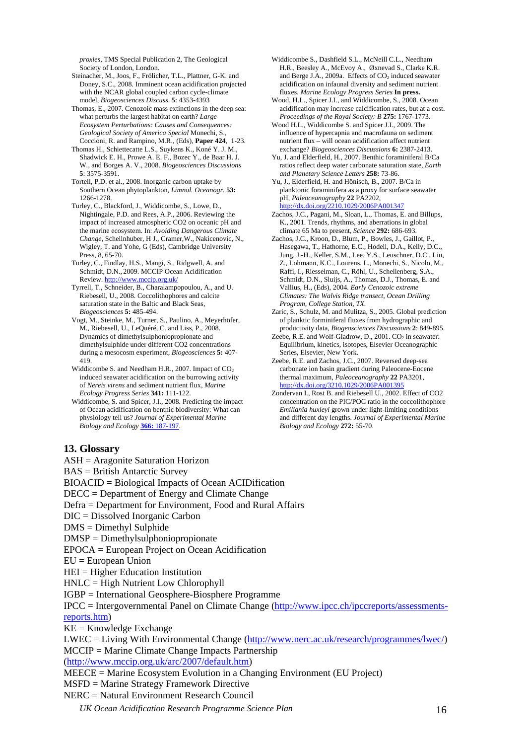*proxies*, TMS Special Publication 2, The Geological Society of London, London.

Steinacher, M., Joos, F., Frölicher, T.L., Plattner, G-K. and Doney, S.C., 2008. Imminent ocean acidification projected with the NCAR global coupled carbon cycle-climate model, *Biogeosciences Discuss*. **5**: 4353-4393

Thomas, E., 2007. Cenozoic mass extinctions in the deep sea: what perturbs the largest habitat on earth? *Large Ecosystem Perturbations: Causes and Consequences: Geological Society of America Special* Monechi, S., Coccioni, R. and Rampino, M.R., (Eds), **Paper 424**, 1-23.

Thomas H., Schiettecatte L.S., Suykens K., Koné Y. J. M., Shadwick E. H., Prowe A. E. F., Bozec Y., de Baar H. J. W., and Borges A. V., 2008. *Biogeosciences Discussions* **5**: 3575-3591.

Tortell, P.D. et al., 2008. Inorganic carbon uptake by Southern Ocean phytoplankton, *Limnol. Oceanogr*. **53:** 1266-1278.

Turley, C., Blackford, J., Widdicombe, S., Lowe, D., Nightingale, P.D. and Rees, A.P., 2006. Reviewing the impact of increased atmospheric CO2 on oceanic pH and the marine ecosystem. In: *Avoiding Dangerous Climate Change*, Schellnhuber, H J., Cramer,W., Nakicenovic, N., Wigley, T. and Yohe, G (Eds), Cambridge University Press, 8, 65-70.

Turley, C., Findlay, H.S., Mangi, S., Ridgwell, A. and Schmidt, D.N., 2009. MCCIP Ocean Acidification Review. http://www.mccip.org.uk/

Tyrrell, T., Schneider, B., Charalampopoulou, A., and U. Riebesell, U., 2008. Coccolithophores and calcite saturation state in the Baltic and Black Seas, *Biogeosciences* **5:** 485-494.

Vogt, M., Steinke, M., Turner, S., Paulino, A., Meyerhöfer, M., Riebesell, U., LeQuéré, C. and Liss, P., 2008. Dynamics of dimethylsulphoniopropionate and dimethylsulphide under different CO2 concentrations during a mesocosm experiment, *Biogeosciences* **5:** 407-419.

Widdicombe S. and Needham H.R., 2007. Impact of $CO_2$ induced seawater acidification on the burrowing activity of *Nereis virens* and sediment nutrient flux, *Marine Ecology Progress Series* **341:** 111-122.

Widdicombe, S. and Spicer, J.I., 2008. Predicting the impact of Ocean acidification on benthic biodiversity: What can physiology tell us? *Journal of Experimental Marine Biology and Ecology* **366:** 187-197.

Widdicombe S., Dashfield S.L., McNeill C.L., Needham H.R., Beesley A., McEvoy A., Øxnevad S., Clarke K.R. and Berge J.A., 2009a. Effects of $CO_2$ induced seawater acidification on infaunal diversity and sediment nutrient fluxes. *Marine Ecology Progress Series* **In press.**

Wood, H.L., Spicer J.I., and Widdicombe, S., 2008. Ocean acidification may increase calcification rates, but at a cost. *Proceedings of the Royal Society: B* **275:** 1767-1773.

Wood H.L., Widdicombe S. and Spicer J.I., 2009. The influence of hypercapnia and macrofauna on sediment nutrient flux – will ocean acidification affect nutrient exchange? *Biogeosciences Discussions* **6:** 2387-2413.

Yu, J. and Elderfield, H., 2007. Benthic foraminiferal B/Ca ratios reflect deep water carbonate saturation state, *Earth and Planetary Science Letters* **258:** 73-86.

Yu, J., Elderfield, H. and Hönisch, B., 2007. B/Ca in planktonic foraminifera as a proxy for surface seawater pH, *Paleoceanography* **22** PA2202, http://dx.doi.org/2210.1029/2006PA001347

Zachos, J.C., Pagani, M., Sloan, L., Thomas, E. and Billups, K., 2001. Trends, rhythms, and aberrations in global climate 65 Ma to present, *Science* **292:** 686-693.

Zachos, J.C., Kroon, D., Blum, P., Bowles, J., Gaillot, P., Hasegawa, T., Hathorne, E.C., Hodell, D.A., Kelly, D.C., Jung, J.-H., Keller, S.M., Lee, Y.S., Leuschner, D.C., Liu, Z., Lohmann, K.C., Lourens, L., Monechi, S., Nicolo, M., Raffi, I., Riesselman, C., Röhl, U., Schellenberg, S.A., Schmidt, D.N., Sluijs, A., Thomas, D.J., Thomas, E. and Vallius, H., (Eds), 2004. *Early Cenozoic extreme Climates: The Walvis Ridge transect, Ocean Drilling Program, College Station, TX.*

Zaric, S., Schulz, M. and Mulitza, S., 2005. Global prediction of planktic forminiferal fluxes from hydrographic and productivity data, *Biogeosciences Discussions* **2**: 849-895.

Zeebe, R.E. and Wolf-Gladrow, D., 2001. $CO_2$ in seawater: Equilibrium, kinetics, isotopes, Elsevier Oceanographic Series, Elsevier, New York.

Zeebe, R.E. and Zachos, J.C., 2007. Reversed deep-sea carbonate ion basin gradient during Paleocene-Eocene thermal maximum, *Paleoceanography* **22** PA3201, http://dx.doi.org/3210.1029/2006PA001395

Zondervan I., Rost B. and Riebesell U., 2002. Effect of CO2 concentration on the PIC/POC ratio in the coccolithophore *Emiliania huxleyi* grown under light-limiting conditions and different day lengths. *Journal of Experimental Marine Biology and Ecology* **272:** 55-70.

## 13. Glossary

ASH = Aragonite Saturation Horizon  
BAS = British Antarctic Survey  
BIOACID = Biological Impacts of Ocean ACIDification  
DECC = Department of Energy and Climate Change  
Defra = Department for Environment, Food and Rural Affairs  
DIC = Dissolved Inorganic Carbon  
DMS = Dimethyl Sulphide  
DMSP = Dimethylsulphoniopropionate  
EPOCA = European Project on Ocean Acidification  
EU = European Union  
HEI = Higher Education Institution  
HNLC = High Nutrient Low Chlorophyll  
IGBP = International Geosphere-Biosphere Programme  
IPCC = Intergovernmental Panel on Climate Change (http://www.ipcc.ch/ipccreports/assessments-reports.htm)  
KE = Knowledge Exchange  
LWEC = Living With Environmental Change (http://www.nerc.ac.uk/research/programmes/lwec/)  
MCCIP = Marine Climate Change Impacts Partnership (http://www.mccip.org.uk/arc/2007/default.htm)  
MEECE = Marine Ecosystem Evolution in a Changing Environment (EU Project)  
MSFD = Marine Strategy Framework Directive  
NERC = Natural Environment Research Council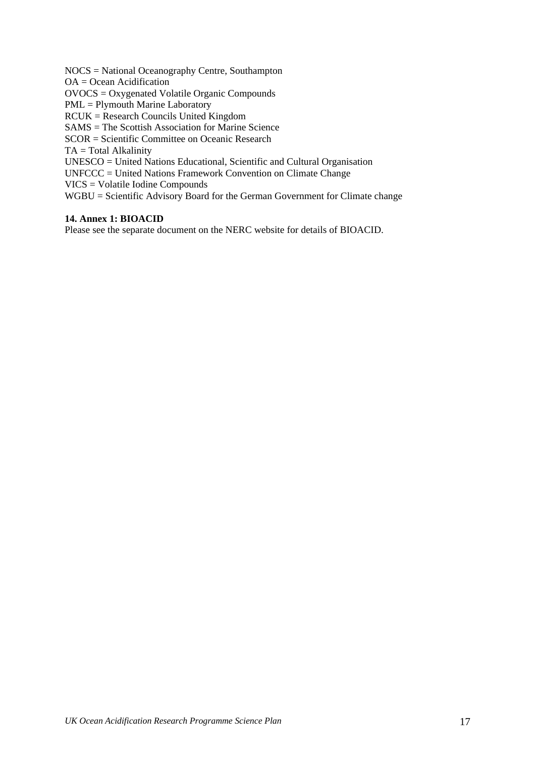NOCS = National Oceanography Centre, Southampton
OA = Ocean Acidification
OVOCS = Oxygenated Volatile Organic Compounds
PML = Plymouth Marine Laboratory
RCUK = Research Councils United Kingdom
SAMS = The Scottish Association for Marine Science
SCOR = Scientific Committee on Oceanic Research
TA = Total Alkalinity
UNESCO = United Nations Educational, Scientific and Cultural Organisation
UNFCCC = United Nations Framework Convention on Climate Change
VICS = Volatile Iodine Compounds
WGBU = Scientific Advisory Board for the German Government for Climate change

**14. Annex 1: BIOACID**

Please see the separate document on the NERC website for details of BIOACID.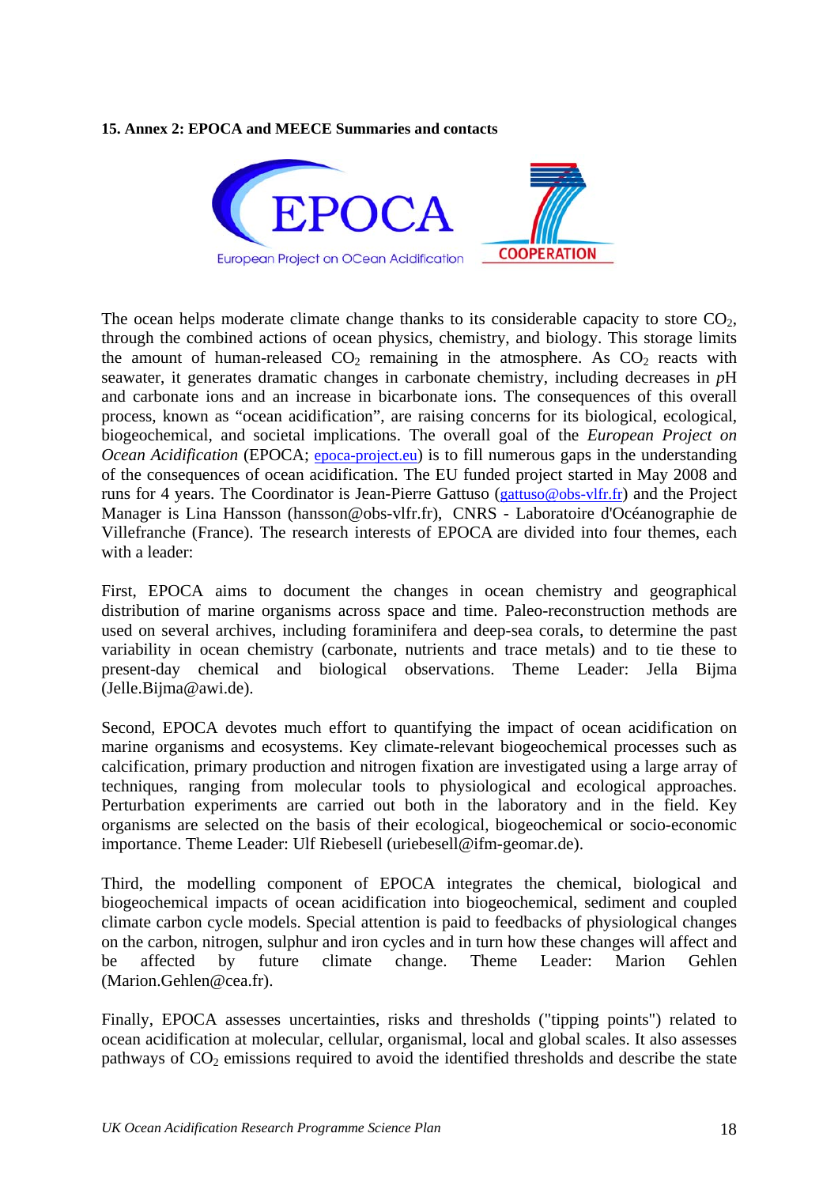**15. Annex 2: EPOCA and MEECE Summaries and contacts**

The ocean helps moderate climate change thanks to its considerable capacity to store $CO_2$, through the combined actions of ocean physics, chemistry, and biology. This storage limits the amount of human-released $CO_2$ remaining in the atmosphere. As $CO_2$ reacts with seawater, it generates dramatic changes in carbonate chemistry, including decreases in *p*H and carbonate ions and an increase in bicarbonate ions. The consequences of this overall process, known as "ocean acidification", are raising concerns for its biological, ecological, biogeochemical, and societal implications. The overall goal of the *European Project on Ocean Acidification* (EPOCA; epoca-project.eu) is to fill numerous gaps in the understanding of the consequences of ocean acidification. The EU funded project started in May 2008 and runs for 4 years. The Coordinator is Jean-Pierre Gattuso (gattuso@obs-vlfr.fr) and the Project Manager is Lina Hansson (hansson@obs-vlfr.fr), CNRS - Laboratoire d'Océanographie de Villefranche (France). The research interests of EPOCA are divided into four themes, each with a leader:

First, EPOCA aims to document the changes in ocean chemistry and geographical distribution of marine organisms across space and time. Paleo-reconstruction methods are used on several archives, including foraminifera and deep-sea corals, to determine the past variability in ocean chemistry (carbonate, nutrients and trace metals) and to tie these to present-day chemical and biological observations. Theme Leader: Jella Bijma (Jelle.Bijma@awi.de).

Second, EPOCA devotes much effort to quantifying the impact of ocean acidification on marine organisms and ecosystems. Key climate-relevant biogeochemical processes such as calcification, primary production and nitrogen fixation are investigated using a large array of techniques, ranging from molecular tools to physiological and ecological approaches. Perturbation experiments are carried out both in the laboratory and in the field. Key organisms are selected on the basis of their ecological, biogeochemical or socio-economic importance. Theme Leader: Ulf Riebesell (uriebesell@ifm-geomar.de).

Third, the modelling component of EPOCA integrates the chemical, biological and biogeochemical impacts of ocean acidification into biogeochemical, sediment and coupled climate carbon cycle models. Special attention is paid to feedbacks of physiological changes on the carbon, nitrogen, sulphur and iron cycles and in turn how these changes will affect and be affected by future climate change. Theme Leader: Marion Gehlen (Marion.Gehlen@cea.fr).

Finally, EPOCA assesses uncertainties, risks and thresholds ("tipping points") related to ocean acidification at molecular, cellular, organismal, local and global scales. It also assesses pathways of $CO_2$ emissions required to avoid the identified thresholds and describe the state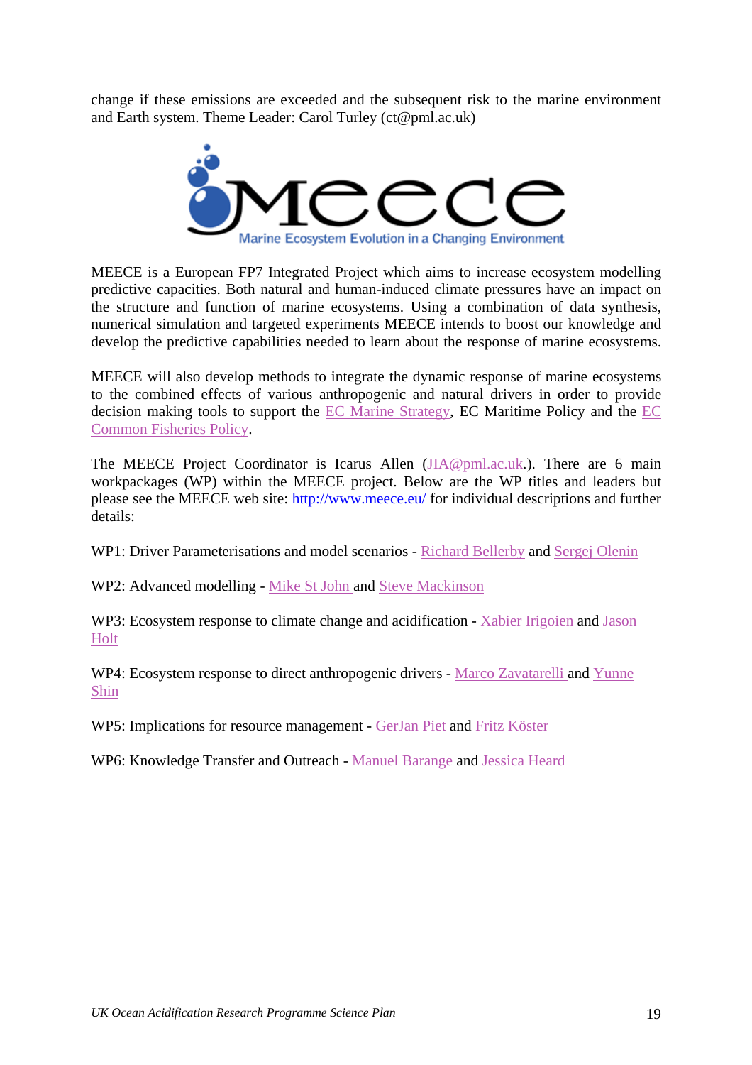change if these emissions are exceeded and the subsequent risk to the marine environment and Earth system. Theme Leader: Carol Turley (ct@pml.ac.uk)

MEECE

Marine Ecosystem Evolution in a Changing Environment

MEECE is a European FP7 Integrated Project which aims to increase ecosystem modelling predictive capacities. Both natural and human-induced climate pressures have an impact on the structure and function of marine ecosystems. Using a combination of data synthesis, numerical simulation and targeted experiments MEECE intends to boost our knowledge and develop the predictive capabilities needed to learn about the response of marine ecosystems.

MEECE will also develop methods to integrate the dynamic response of marine ecosystems to the combined effects of various anthropogenic and natural drivers in order to provide decision making tools to support the EC Marine Strategy, EC Maritime Policy and the EC Common Fisheries Policy.

The MEECE Project Coordinator is Icarus Allen (JIA@pml.ac.uk.). There are 6 main workpackages (WP) within the MEECE project. Below are the WP titles and leaders but please see the MEECE web site: http://www.meece.eu/ for individual descriptions and further details:

WP1: Driver Parameterisations and model scenarios - Richard Bellerby and Sergej Olenin

WP2: Advanced modelling - Mike St John and Steve Mackinson

WP3: Ecosystem response to climate change and acidification - Xabier Irigoien and Jason Holt

WP4: Ecosystem response to direct anthropogenic drivers - Marco Zavatarelli and Yunne Shin

WP5: Implications for resource management - GerJan Piet and Fritz Köster

WP6: Knowledge Transfer and Outreach - Manuel Barange and Jessica Heard